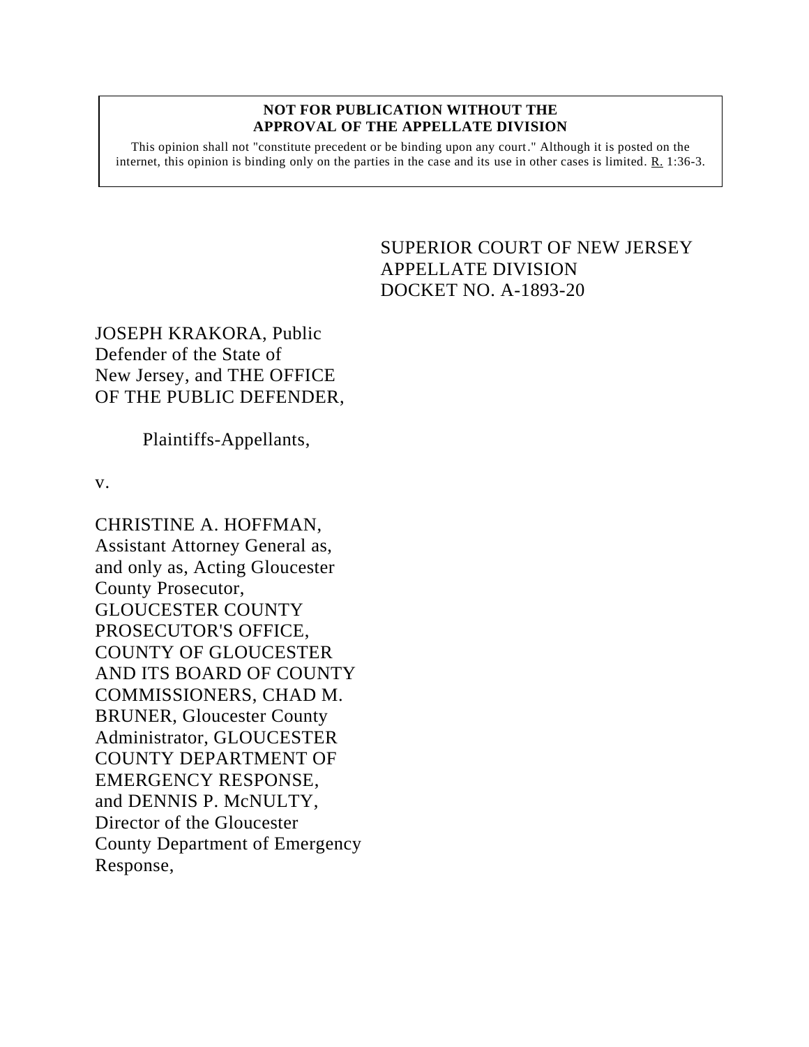**NOT FOR PUBLICATION WITHOUT THE APPROVAL OF THE APPELLATE DIVISION**

This opinion shall not "constitute precedent or be binding upon any court." Although it is posted on the internet, this opinion is binding only on the parties in the case and its use in other cases is limited. R. 1:36-3.

SUPERIOR COURT OF NEW JERSEY
APPELLATE DIVISION
DOCKET NO. A-1893-20

JOSEPH KRAKORA, Public Defender of the State of New Jersey, and THE OFFICE OF THE PUBLIC DEFENDER,

Plaintiffs-Appellants,

v.

CHRISTINE A. HOFFMAN, Assistant Attorney General as, and only as, Acting Gloucester County Prosecutor, GLOUCESTER COUNTY PROSECUTOR'S OFFICE, COUNTY OF GLOUCESTER AND ITS BOARD OF COUNTY COMMISSIONERS, CHAD M. BRUNER, Gloucester County Administrator, GLOUCESTER COUNTY DEPARTMENT OF EMERGENCY RESPONSE, and DENNIS P. McNULTY, Director of the Gloucester County Department of Emergency Response,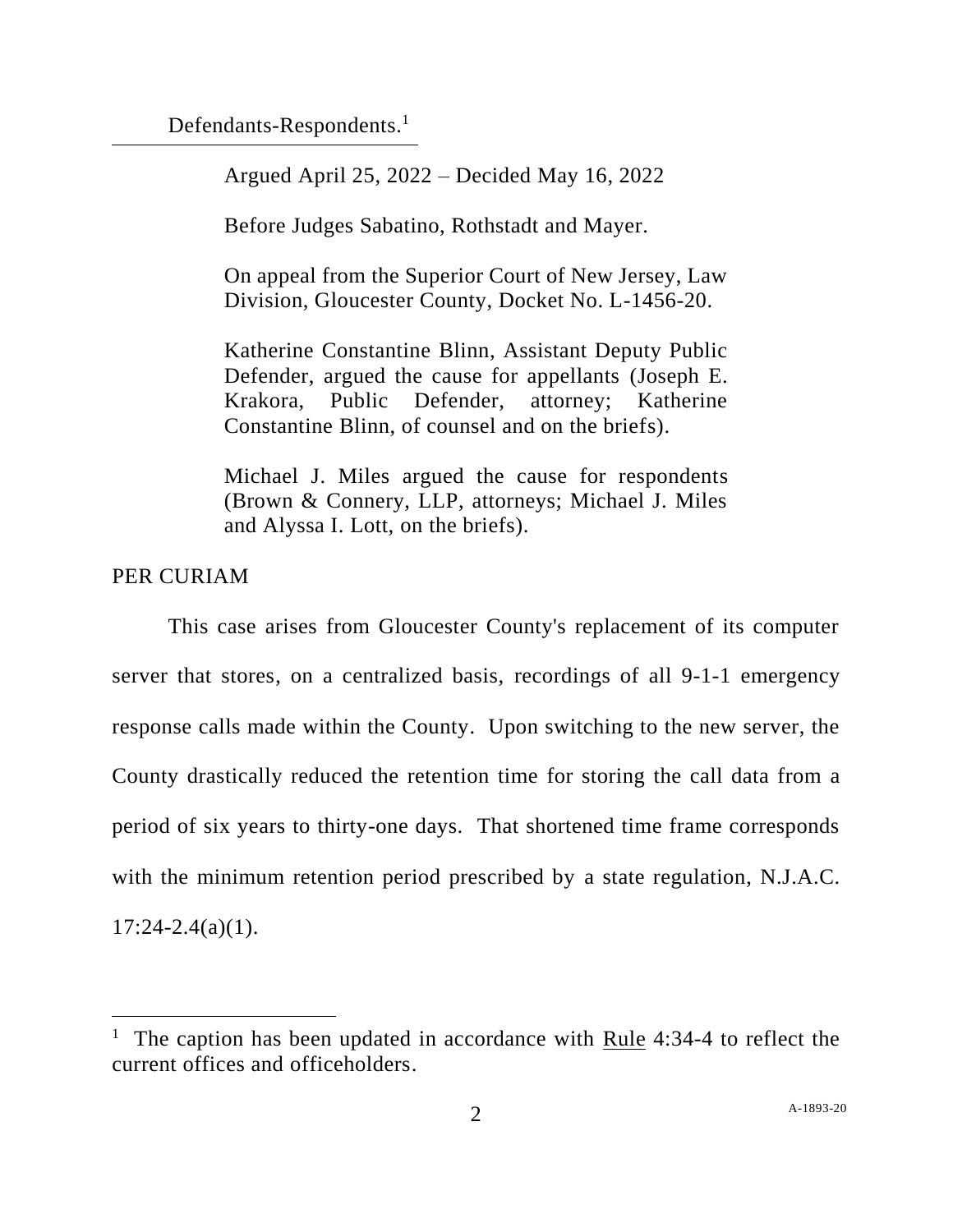Defendants-Respondents.[1]

Argued April 25, 2022 – Decided May 16, 2022

Before Judges Sabatino, Rothstadt and Mayer.

On appeal from the Superior Court of New Jersey, Law Division, Gloucester County, Docket No. L-1456-20.

Katherine Constantine Blinn, Assistant Deputy Public Defender, argued the cause for appellants (Joseph E. Krakora, Public Defender, attorney; Katherine Constantine Blinn, of counsel and on the briefs).

Michael J. Miles argued the cause for respondents (Brown & Connery, LLP, attorneys; Michael J. Miles and Alyssa I. Lott, on the briefs).

PER CURIAM

This case arises from Gloucester County's replacement of its computer server that stores, on a centralized basis, recordings of all 9-1-1 emergency response calls made within the County. Upon switching to the new server, the County drastically reduced the retention time for storing the call data from a period of six years to thirty-one days. That shortened time frame corresponds with the minimum retention period prescribed by a state regulation, N.J.A.C. 17:24-2.4(a)(1).

---

[1] The caption has been updated in accordance with Rule 4:34-4 to reflect the current offices and officeholders.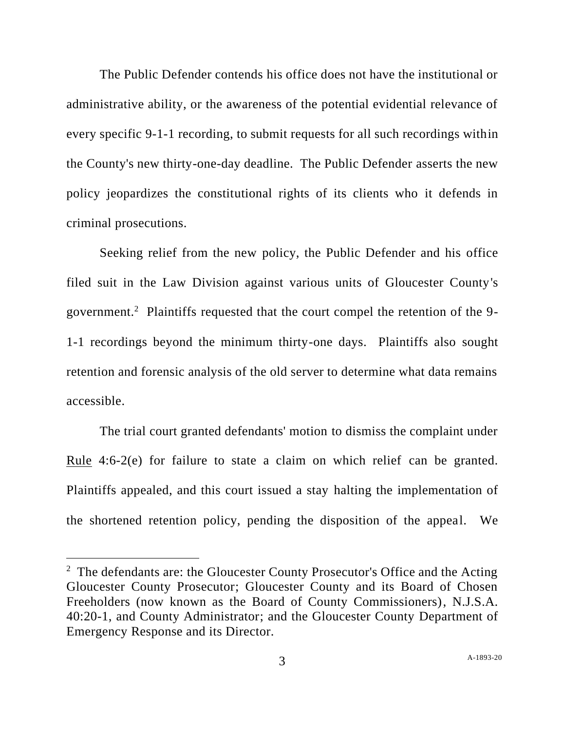The Public Defender contends his office does not have the institutional or administrative ability, or the awareness of the potential evidential relevance of every specific 9-1-1 recording, to submit requests for all such recordings within the County's new thirty-one-day deadline. The Public Defender asserts the new policy jeopardizes the constitutional rights of its clients who it defends in criminal prosecutions.

Seeking relief from the new policy, the Public Defender and his office filed suit in the Law Division against various units of Gloucester County's government.[2] Plaintiffs requested that the court compel the retention of the 9-1-1 recordings beyond the minimum thirty-one days. Plaintiffs also sought retention and forensic analysis of the old server to determine what data remains accessible.

The trial court granted defendants' motion to dismiss the complaint under Rule 4:6-2(e) for failure to state a claim on which relief can be granted. Plaintiffs appealed, and this court issued a stay halting the implementation of the shortened retention policy, pending the disposition of the appeal. We

---

[2] The defendants are: the Gloucester County Prosecutor's Office and the Acting Gloucester County Prosecutor; Gloucester County and its Board of Chosen Freeholders (now known as the Board of County Commissioners), N.J.S.A. 40:20-1, and County Administrator; and the Gloucester County Department of Emergency Response and its Director.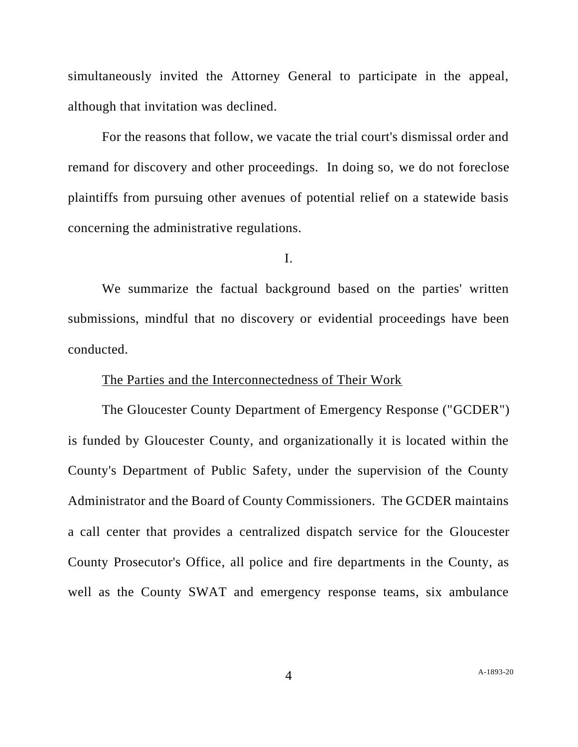simultaneously invited the Attorney General to participate in the appeal, although that invitation was declined.

For the reasons that follow, we vacate the trial court's dismissal order and remand for discovery and other proceedings. In doing so, we do not foreclose plaintiffs from pursuing other avenues of potential relief on a statewide basis concerning the administrative regulations.

I.

We summarize the factual background based on the parties' written submissions, mindful that no discovery or evidential proceedings have been conducted.

The Parties and the Interconnectedness of Their Work

The Gloucester County Department of Emergency Response ("GCDER") is funded by Gloucester County, and organizationally it is located within the County's Department of Public Safety, under the supervision of the County Administrator and the Board of County Commissioners. The GCDER maintains a call center that provides a centralized dispatch service for the Gloucester County Prosecutor's Office, all police and fire departments in the County, as well as the County SWAT and emergency response teams, six ambulance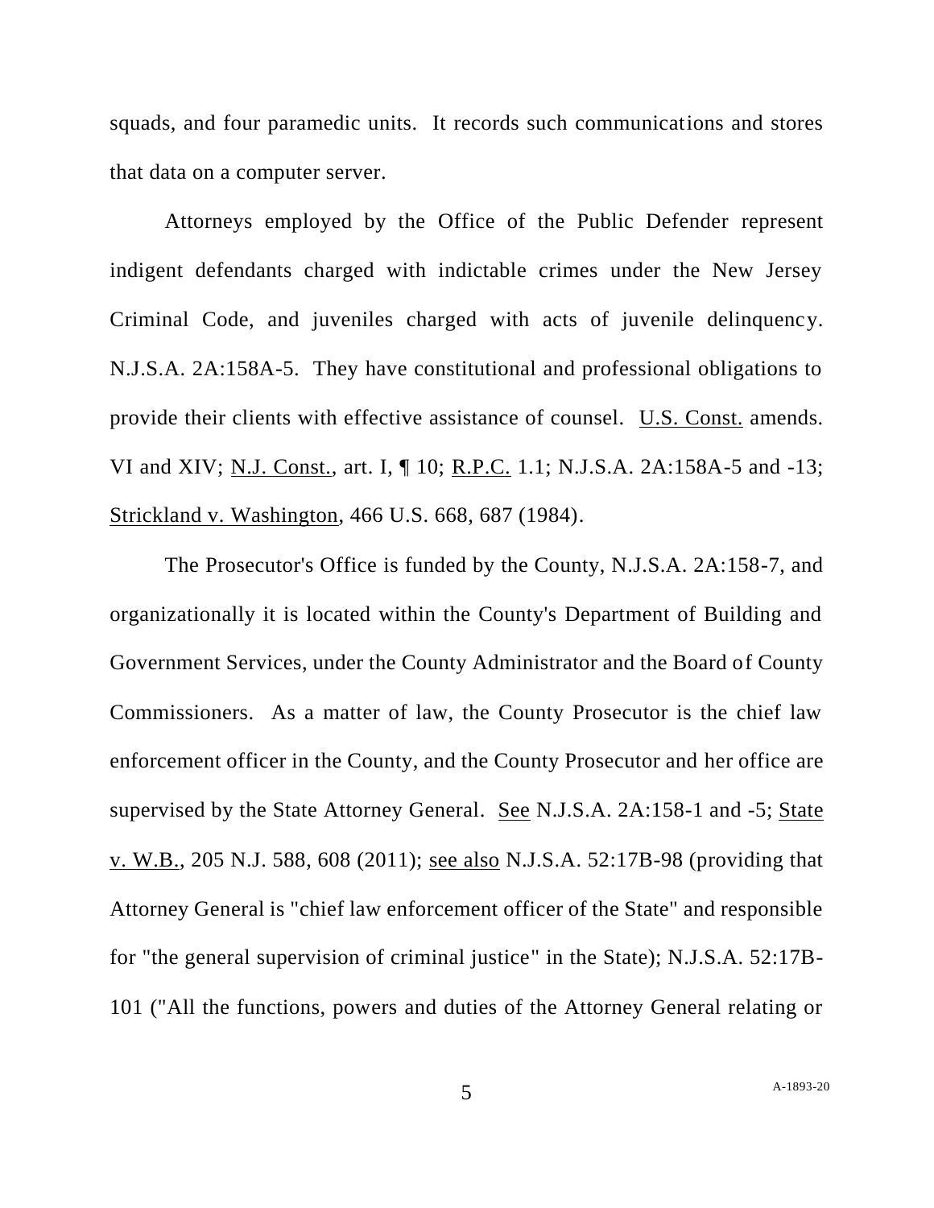squads, and four paramedic units. It records such communications and stores that data on a computer server.

Attorneys employed by the Office of the Public Defender represent indigent defendants charged with indictable crimes under the New Jersey Criminal Code, and juveniles charged with acts of juvenile delinquency. N.J.S.A. 2A:158A-5. They have constitutional and professional obligations to provide their clients with effective assistance of counsel. U.S. Const. amends. VI and XIV; N.J. Const., art. I, ¶ 10; R.P.C. 1.1; N.J.S.A. 2A:158A-5 and -13; Strickland v. Washington, 466 U.S. 668, 687 (1984).

The Prosecutor's Office is funded by the County, N.J.S.A. 2A:158-7, and organizationally it is located within the County's Department of Building and Government Services, under the County Administrator and the Board of County Commissioners. As a matter of law, the County Prosecutor is the chief law enforcement officer in the County, and the County Prosecutor and her office are supervised by the State Attorney General. See N.J.S.A. 2A:158-1 and -5; State v. W.B., 205 N.J. 588, 608 (2011); see also N.J.S.A. 52:17B-98 (providing that Attorney General is "chief law enforcement officer of the State" and responsible for "the general supervision of criminal justice" in the State); N.J.S.A. 52:17B-101 ("All the functions, powers and duties of the Attorney General relating or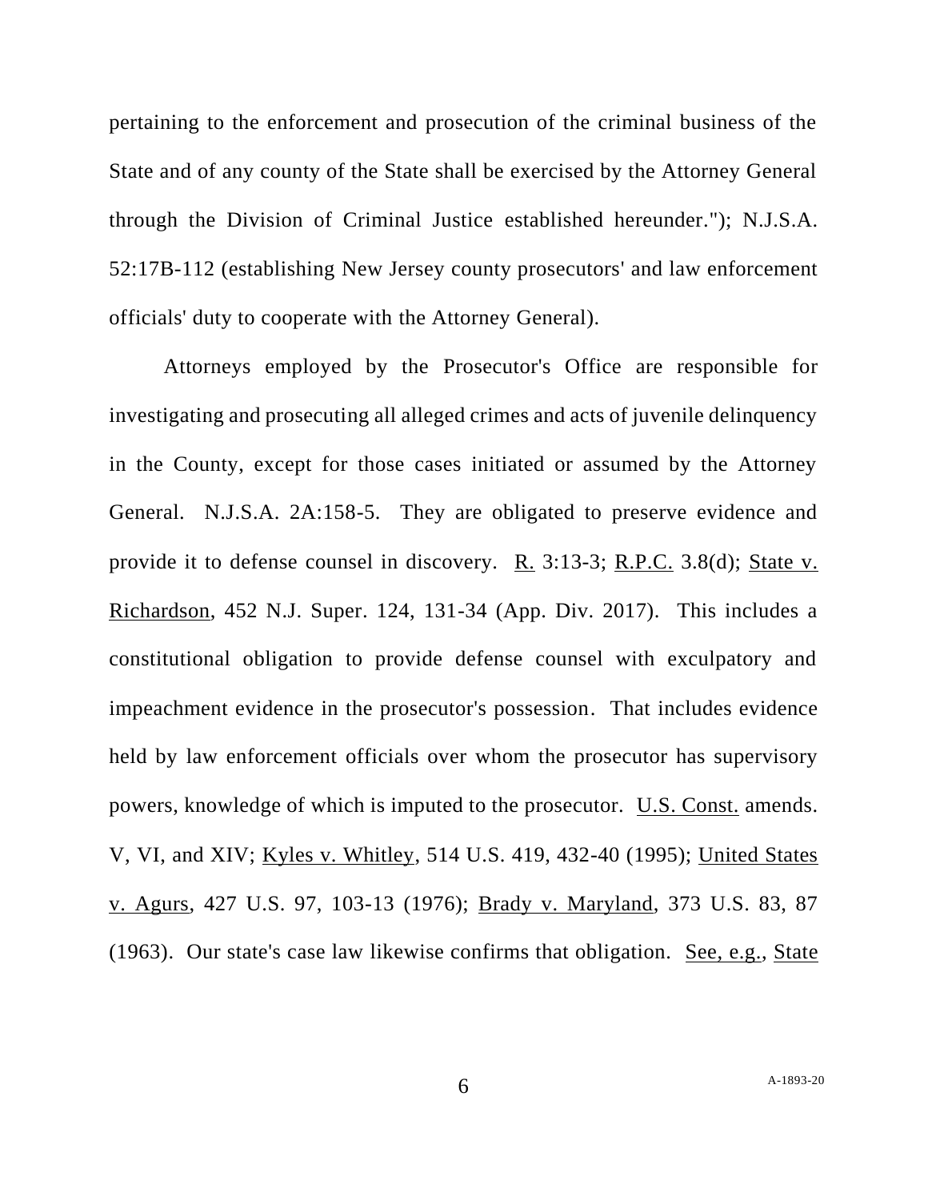pertaining to the enforcement and prosecution of the criminal business of the State and of any county of the State shall be exercised by the Attorney General through the Division of Criminal Justice established hereunder."); N.J.S.A. 52:17B-112 (establishing New Jersey county prosecutors' and law enforcement officials' duty to cooperate with the Attorney General).

Attorneys employed by the Prosecutor's Office are responsible for investigating and prosecuting all alleged crimes and acts of juvenile delinquency in the County, except for those cases initiated or assumed by the Attorney General. N.J.S.A. 2A:158-5. They are obligated to preserve evidence and provide it to defense counsel in discovery. R. 3:13-3; R.P.C. 3.8(d); State v. Richardson, 452 N.J. Super. 124, 131-34 (App. Div. 2017). This includes a constitutional obligation to provide defense counsel with exculpatory and impeachment evidence in the prosecutor's possession. That includes evidence held by law enforcement officials over whom the prosecutor has supervisory powers, knowledge of which is imputed to the prosecutor. U.S. Const. amends. V, VI, and XIV; Kyles v. Whitley, 514 U.S. 419, 432-40 (1995); United States v. Agurs, 427 U.S. 97, 103-13 (1976); Brady v. Maryland, 373 U.S. 83, 87 (1963). Our state's case law likewise confirms that obligation. See, e.g., State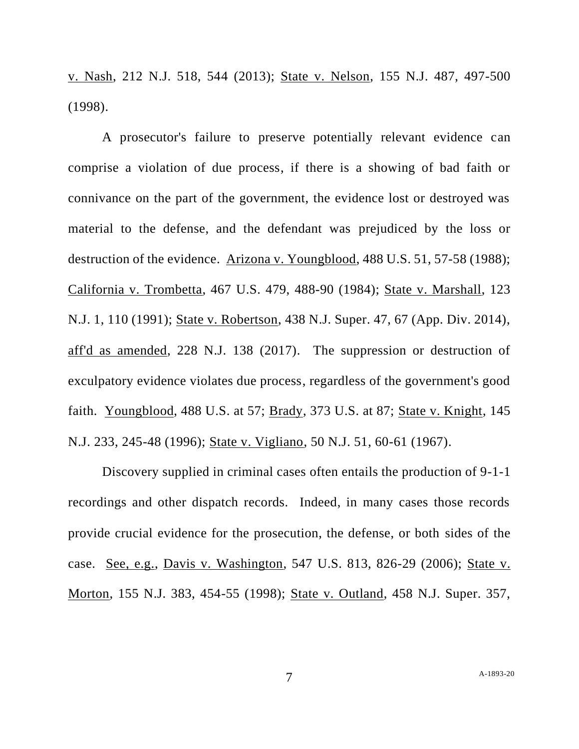v. Nash, 212 N.J. 518, 544 (2013); State v. Nelson, 155 N.J. 487, 497-500 (1998).

A prosecutor's failure to preserve potentially relevant evidence can comprise a violation of due process, if there is a showing of bad faith or connivance on the part of the government, the evidence lost or destroyed was material to the defense, and the defendant was prejudiced by the loss or destruction of the evidence. Arizona v. Youngblood, 488 U.S. 51, 57-58 (1988); California v. Trombetta, 467 U.S. 479, 488-90 (1984); State v. Marshall, 123 N.J. 1, 110 (1991); State v. Robertson, 438 N.J. Super. 47, 67 (App. Div. 2014), aff'd as amended, 228 N.J. 138 (2017). The suppression or destruction of exculpatory evidence violates due process, regardless of the government's good faith. Youngblood, 488 U.S. at 57; Brady, 373 U.S. at 87; State v. Knight, 145 N.J. 233, 245-48 (1996); State v. Vigliano, 50 N.J. 51, 60-61 (1967).

Discovery supplied in criminal cases often entails the production of 9-1-1 recordings and other dispatch records. Indeed, in many cases those records provide crucial evidence for the prosecution, the defense, or both sides of the case. See, e.g., Davis v. Washington, 547 U.S. 813, 826-29 (2006); State v. Morton, 155 N.J. 383, 454-55 (1998); State v. Outland, 458 N.J. Super. 357,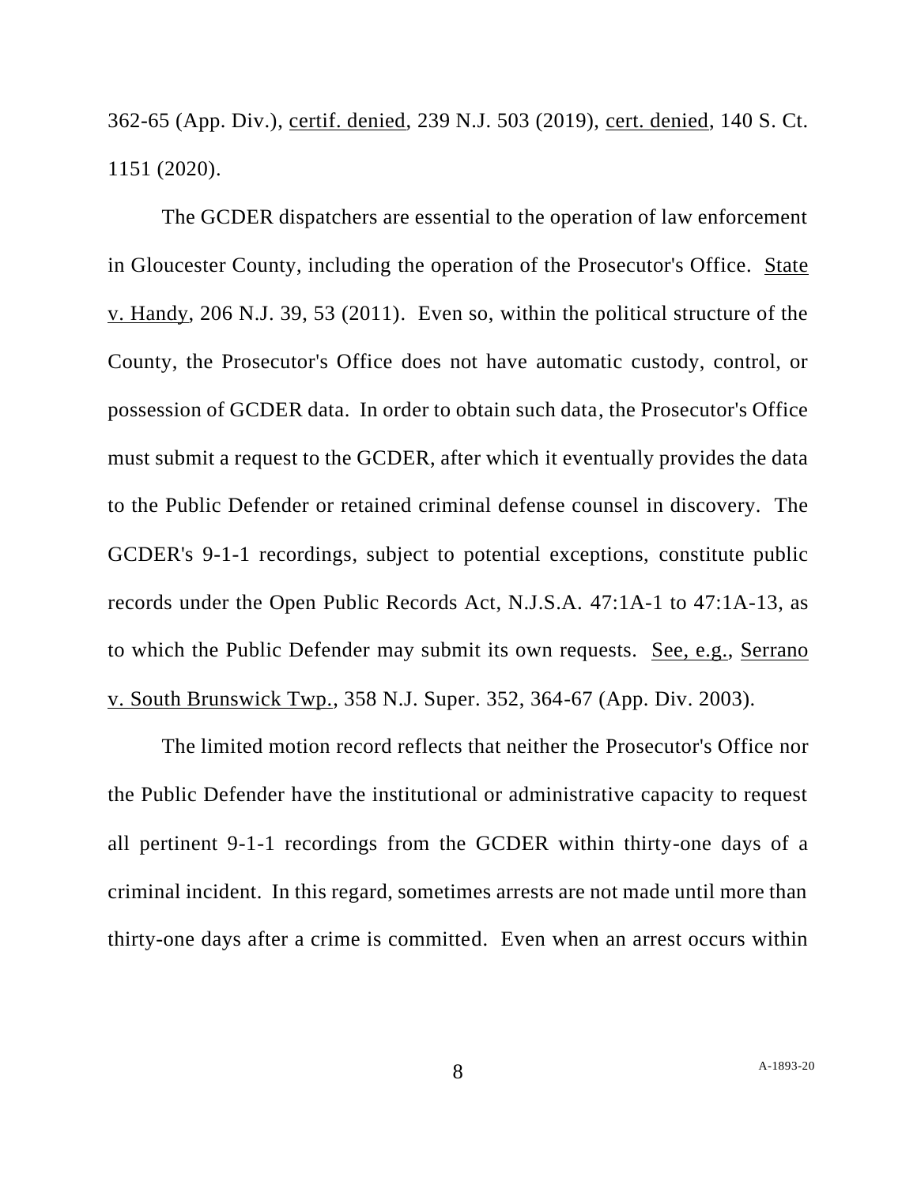362-65 (App. Div.), certif. denied, 239 N.J. 503 (2019), cert. denied, 140 S. Ct. 1151 (2020).

The GCDER dispatchers are essential to the operation of law enforcement in Gloucester County, including the operation of the Prosecutor's Office. State v. Handy, 206 N.J. 39, 53 (2011). Even so, within the political structure of the County, the Prosecutor's Office does not have automatic custody, control, or possession of GCDER data. In order to obtain such data, the Prosecutor's Office must submit a request to the GCDER, after which it eventually provides the data to the Public Defender or retained criminal defense counsel in discovery. The GCDER's 9-1-1 recordings, subject to potential exceptions, constitute public records under the Open Public Records Act, N.J.S.A. 47:1A-1 to 47:1A-13, as to which the Public Defender may submit its own requests. See, e.g., Serrano v. South Brunswick Twp., 358 N.J. Super. 352, 364-67 (App. Div. 2003).

The limited motion record reflects that neither the Prosecutor's Office nor the Public Defender have the institutional or administrative capacity to request all pertinent 9-1-1 recordings from the GCDER within thirty-one days of a criminal incident. In this regard, sometimes arrests are not made until more than thirty-one days after a crime is committed. Even when an arrest occurs within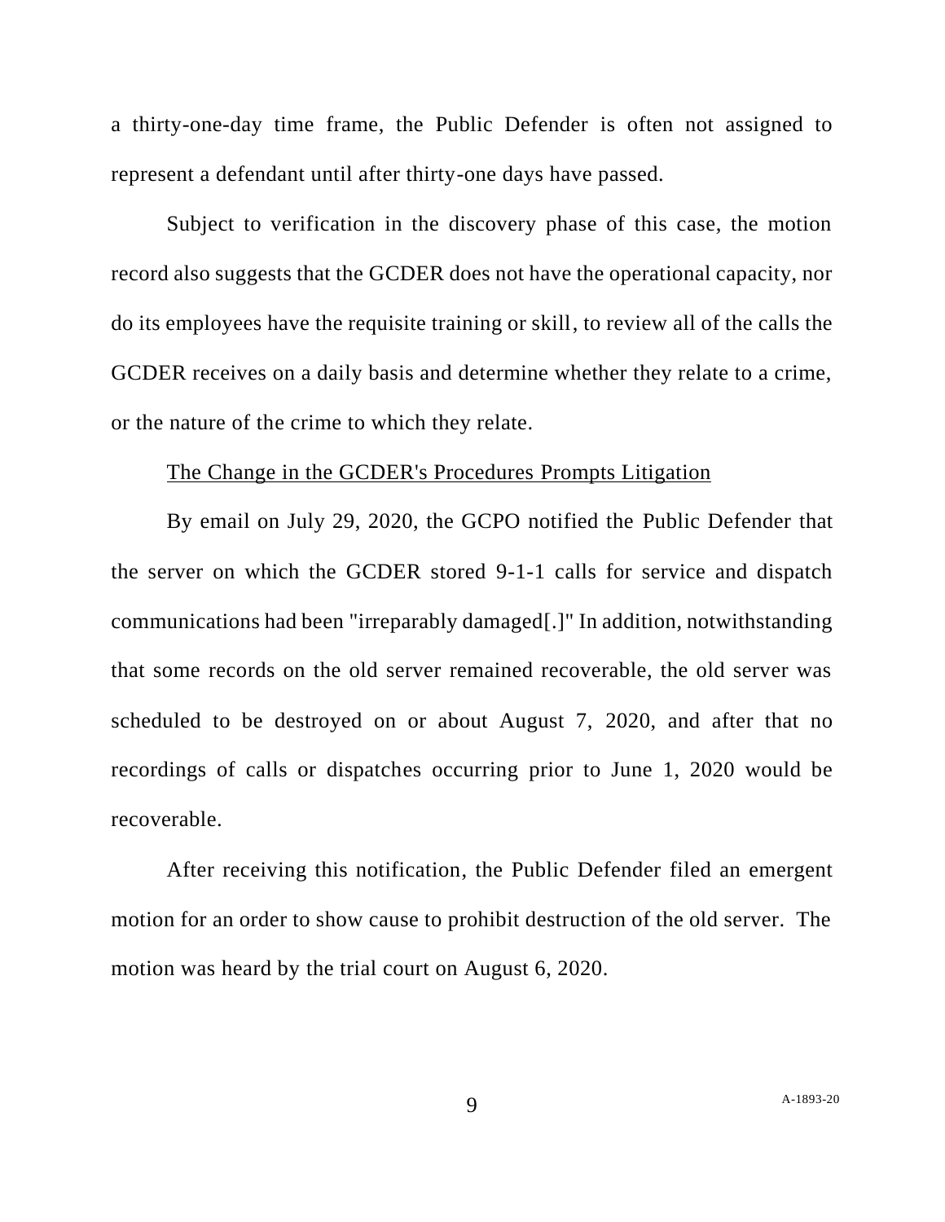a thirty-one-day time frame, the Public Defender is often not assigned to represent a defendant until after thirty-one days have passed.

Subject to verification in the discovery phase of this case, the motion record also suggests that the GCDER does not have the operational capacity, nor do its employees have the requisite training or skill, to review all of the calls the GCDER receives on a daily basis and determine whether they relate to a crime, or the nature of the crime to which they relate.

<u>The Change in the GCDER's Procedures Prompts Litigation</u>

By email on July 29, 2020, the GCPO notified the Public Defender that the server on which the GCDER stored 9-1-1 calls for service and dispatch communications had been "irreparably damaged[.]" In addition, notwithstanding that some records on the old server remained recoverable, the old server was scheduled to be destroyed on or about August 7, 2020, and after that no recordings of calls or dispatches occurring prior to June 1, 2020 would be recoverable.

After receiving this notification, the Public Defender filed an emergent motion for an order to show cause to prohibit destruction of the old server. The motion was heard by the trial court on August 6, 2020.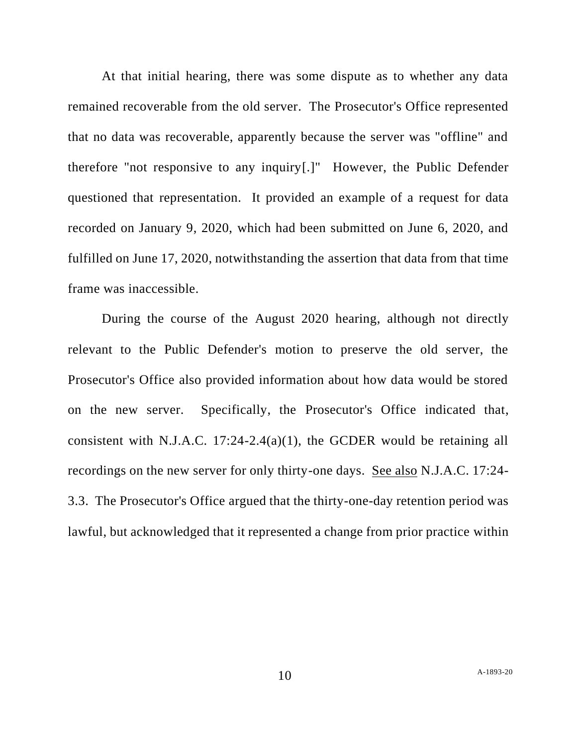At that initial hearing, there was some dispute as to whether any data remained recoverable from the old server. The Prosecutor's Office represented that no data was recoverable, apparently because the server was "offline" and therefore "not responsive to any inquiry[.]" However, the Public Defender questioned that representation. It provided an example of a request for data recorded on January 9, 2020, which had been submitted on June 6, 2020, and fulfilled on June 17, 2020, notwithstanding the assertion that data from that time frame was inaccessible.

During the course of the August 2020 hearing, although not directly relevant to the Public Defender's motion to preserve the old server, the Prosecutor's Office also provided information about how data would be stored on the new server. Specifically, the Prosecutor's Office indicated that, consistent with N.J.A.C. 17:24-2.4(a)(1), the GCDER would be retaining all recordings on the new server for only thirty-one days. See also N.J.A.C. 17:24-3.3. The Prosecutor's Office argued that the thirty-one-day retention period was lawful, but acknowledged that it represented a change from prior practice within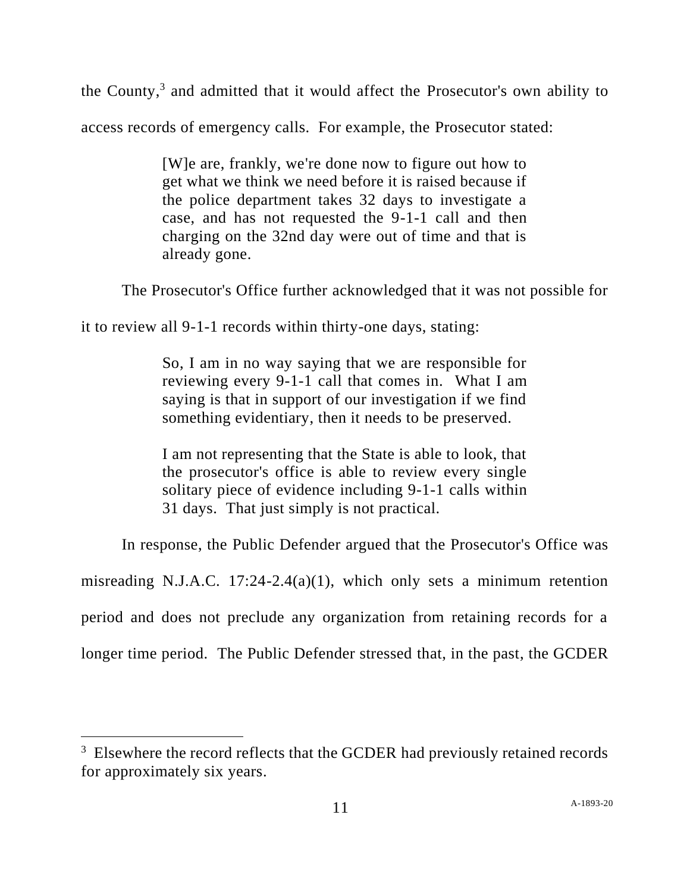the County,[3] and admitted that it would affect the Prosecutor's own ability to access records of emergency calls. For example, the Prosecutor stated:

> [W]e are, frankly, we're done now to figure out how to get what we think we need before it is raised because if the police department takes 32 days to investigate a case, and has not requested the 9-1-1 call and then charging on the 32nd day were out of time and that is already gone.

The Prosecutor's Office further acknowledged that it was not possible for it to review all 9-1-1 records within thirty-one days, stating:

> So, I am in no way saying that we are responsible for reviewing every 9-1-1 call that comes in. What I am saying is that in support of our investigation if we find something evidentiary, then it needs to be preserved.
>
> I am not representing that the State is able to look, that the prosecutor's office is able to review every single solitary piece of evidence including 9-1-1 calls within 31 days. That just simply is not practical.

In response, the Public Defender argued that the Prosecutor's Office was misreading N.J.A.C. 17:24-2.4(a)(1), which only sets a minimum retention period and does not preclude any organization from retaining records for a longer time period. The Public Defender stressed that, in the past, the GCDER

[3] Elsewhere the record reflects that the GCDER had previously retained records for approximately six years.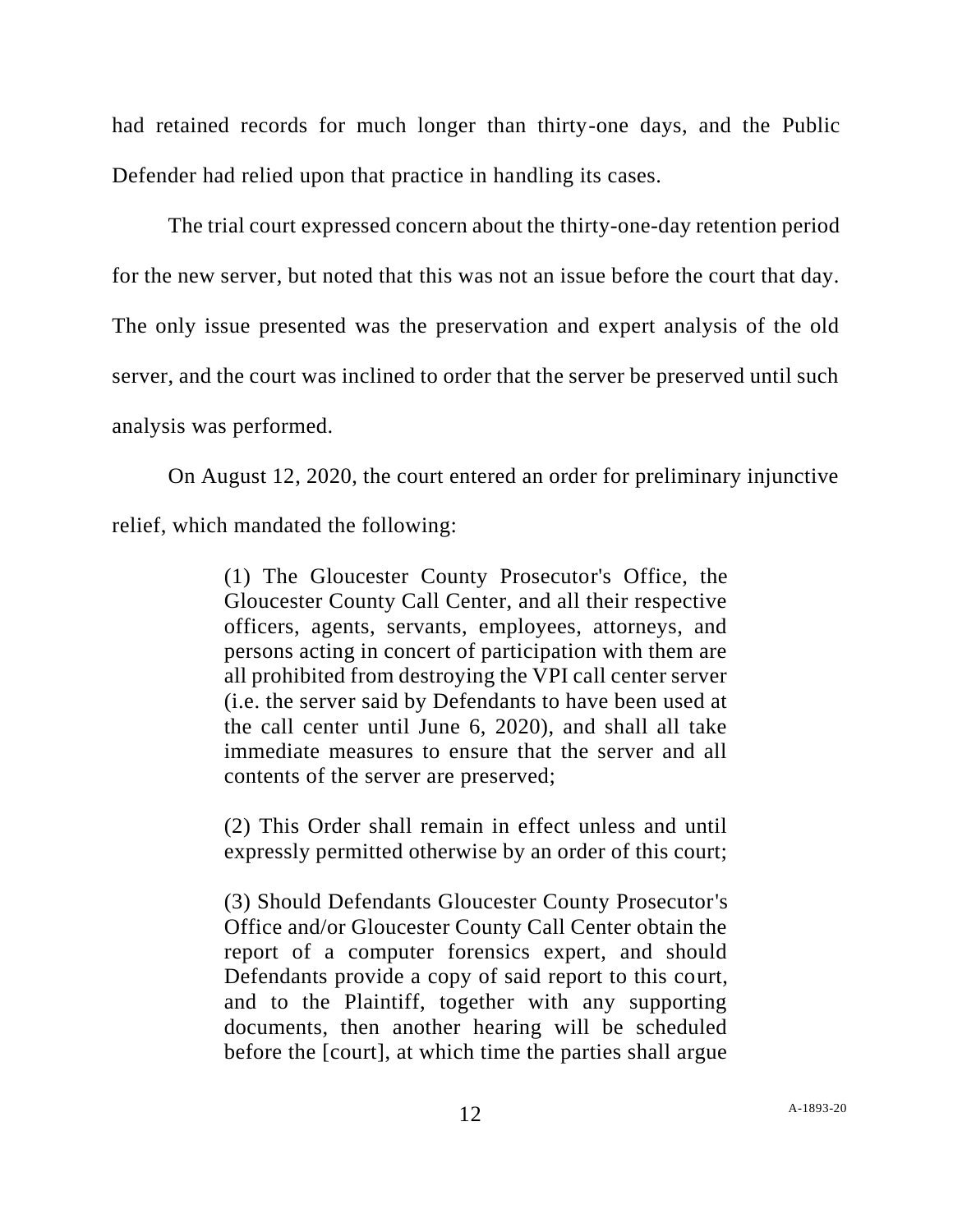had retained records for much longer than thirty-one days, and the Public Defender had relied upon that practice in handling its cases.

The trial court expressed concern about the thirty-one-day retention period for the new server, but noted that this was not an issue before the court that day. The only issue presented was the preservation and expert analysis of the old server, and the court was inclined to order that the server be preserved until such analysis was performed.

On August 12, 2020, the court entered an order for preliminary injunctive relief, which mandated the following:

> (1) The Gloucester County Prosecutor's Office, the Gloucester County Call Center, and all their respective officers, agents, servants, employees, attorneys, and persons acting in concert of participation with them are all prohibited from destroying the VPI call center server (i.e. the server said by Defendants to have been used at the call center until June 6, 2020), and shall all take immediate measures to ensure that the server and all contents of the server are preserved;
>
> (2) This Order shall remain in effect unless and until expressly permitted otherwise by an order of this court;
>
> (3) Should Defendants Gloucester County Prosecutor's Office and/or Gloucester County Call Center obtain the report of a computer forensics expert, and should Defendants provide a copy of said report to this court, and to the Plaintiff, together with any supporting documents, then another hearing will be scheduled before the [court], at which time the parties shall argue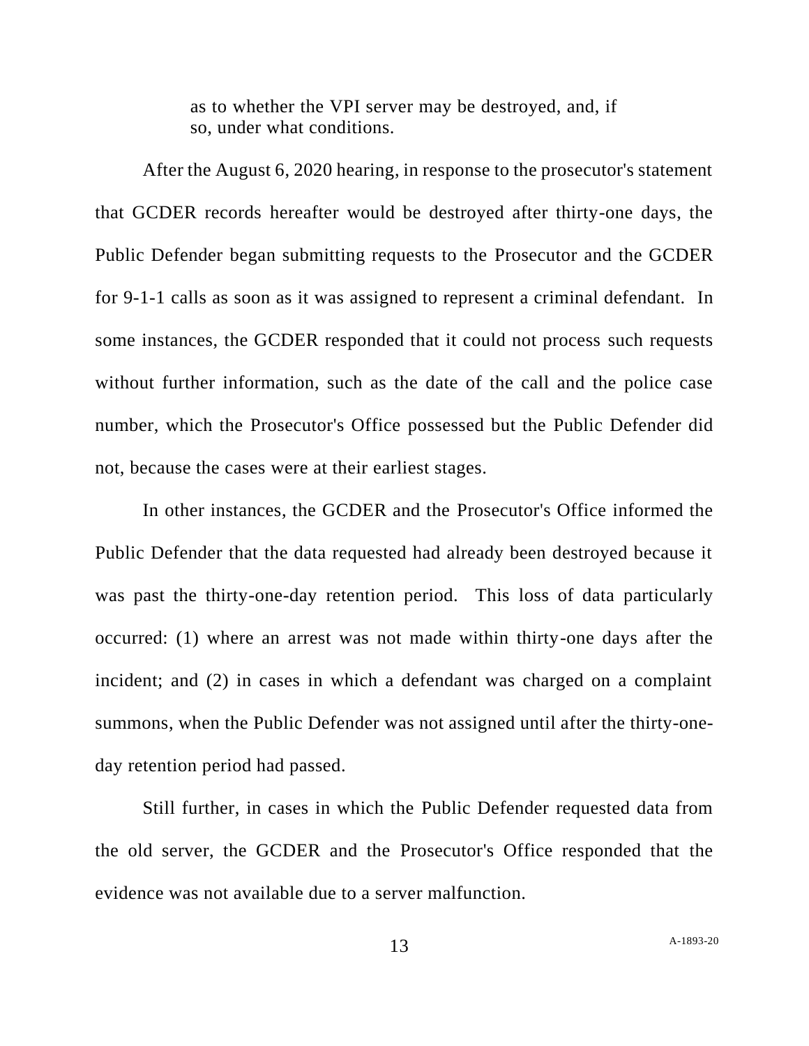> as to whether the VPI server may be destroyed, and, if so, under what conditions.

After the August 6, 2020 hearing, in response to the prosecutor's statement that GCDER records hereafter would be destroyed after thirty-one days, the Public Defender began submitting requests to the Prosecutor and the GCDER for 9-1-1 calls as soon as it was assigned to represent a criminal defendant. In some instances, the GCDER responded that it could not process such requests without further information, such as the date of the call and the police case number, which the Prosecutor's Office possessed but the Public Defender did not, because the cases were at their earliest stages.

In other instances, the GCDER and the Prosecutor's Office informed the Public Defender that the data requested had already been destroyed because it was past the thirty-one-day retention period. This loss of data particularly occurred: (1) where an arrest was not made within thirty-one days after the incident; and (2) in cases in which a defendant was charged on a complaint summons, when the Public Defender was not assigned until after the thirty-one-day retention period had passed.

Still further, in cases in which the Public Defender requested data from the old server, the GCDER and the Prosecutor's Office responded that the evidence was not available due to a server malfunction.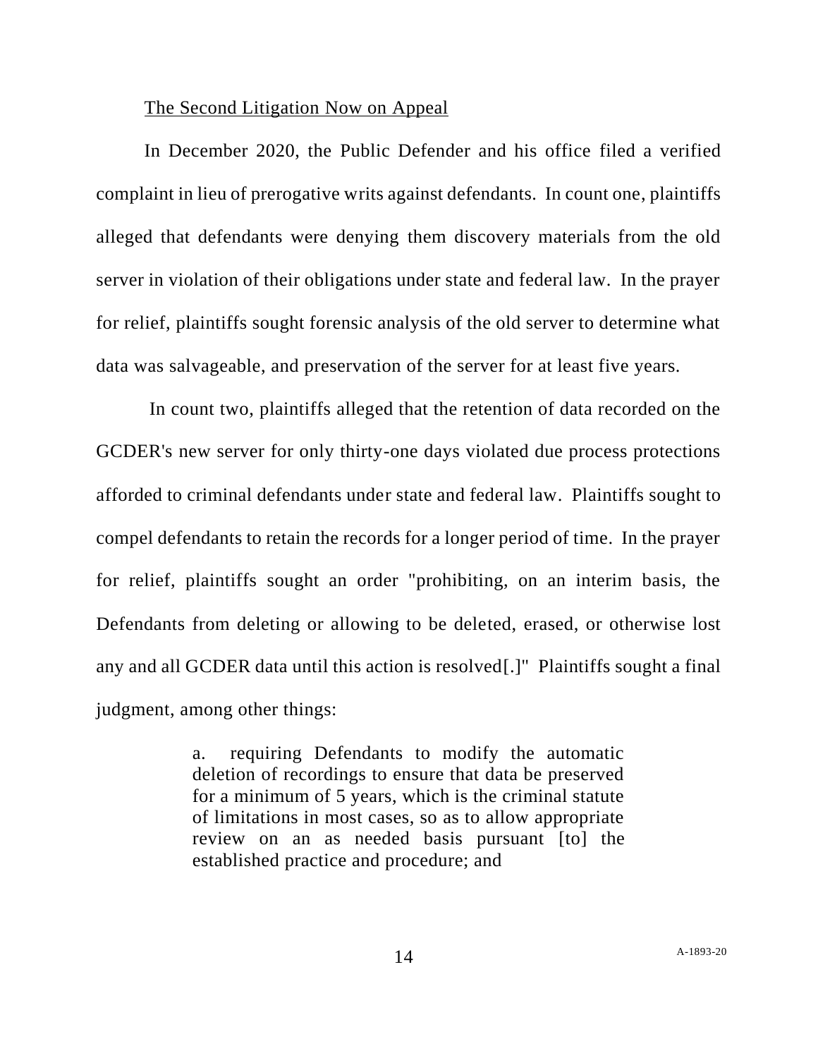<u>The Second Litigation Now on Appeal</u>

In December 2020, the Public Defender and his office filed a verified complaint in lieu of prerogative writs against defendants. In count one, plaintiffs alleged that defendants were denying them discovery materials from the old server in violation of their obligations under state and federal law. In the prayer for relief, plaintiffs sought forensic analysis of the old server to determine what data was salvageable, and preservation of the server for at least five years.

In count two, plaintiffs alleged that the retention of data recorded on the GCDER's new server for only thirty-one days violated due process protections afforded to criminal defendants under state and federal law. Plaintiffs sought to compel defendants to retain the records for a longer period of time. In the prayer for relief, plaintiffs sought an order "prohibiting, on an interim basis, the Defendants from deleting or allowing to be deleted, erased, or otherwise lost any and all GCDER data until this action is resolved[.]" Plaintiffs sought a final judgment, among other things:

> a. requiring Defendants to modify the automatic deletion of recordings to ensure that data be preserved for a minimum of 5 years, which is the criminal statute of limitations in most cases, so as to allow appropriate review on an as needed basis pursuant [to] the established practice and procedure; and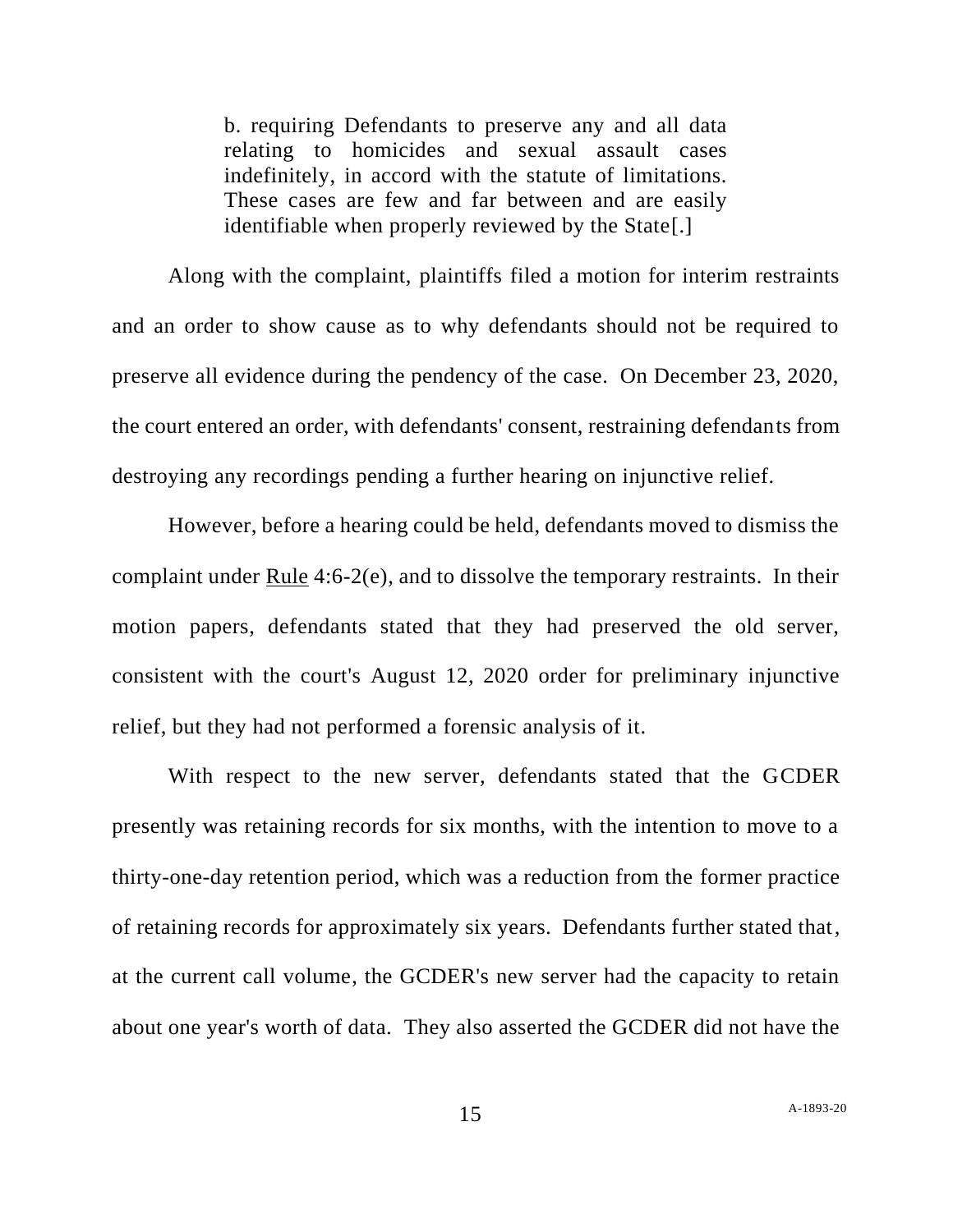> b. requiring Defendants to preserve any and all data relating to homicides and sexual assault cases indefinitely, in accord with the statute of limitations. These cases are few and far between and are easily identifiable when properly reviewed by the State[.]

Along with the complaint, plaintiffs filed a motion for interim restraints and an order to show cause as to why defendants should not be required to preserve all evidence during the pendency of the case. On December 23, 2020, the court entered an order, with defendants' consent, restraining defendants from destroying any recordings pending a further hearing on injunctive relief.

However, before a hearing could be held, defendants moved to dismiss the complaint under Rule 4:6-2(e), and to dissolve the temporary restraints. In their motion papers, defendants stated that they had preserved the old server, consistent with the court's August 12, 2020 order for preliminary injunctive relief, but they had not performed a forensic analysis of it.

With respect to the new server, defendants stated that the GCDER presently was retaining records for six months, with the intention to move to a thirty-one-day retention period, which was a reduction from the former practice of retaining records for approximately six years. Defendants further stated that, at the current call volume, the GCDER's new server had the capacity to retain about one year's worth of data. They also asserted the GCDER did not have the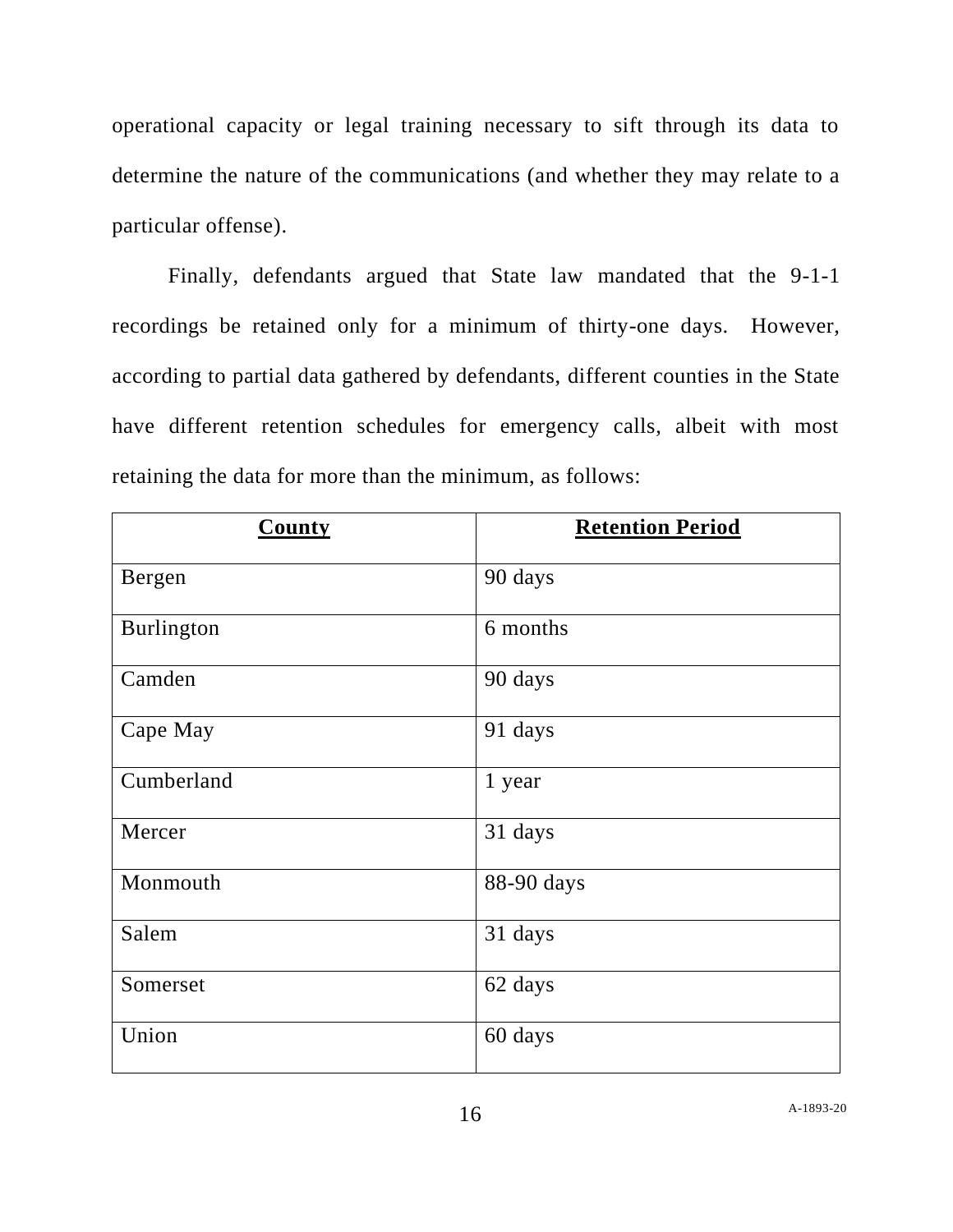operational capacity or legal training necessary to sift through its data to determine the nature of the communications (and whether they may relate to a particular offense).

Finally, defendants argued that State law mandated that the 9-1-1 recordings be retained only for a minimum of thirty-one days. However, according to partial data gathered by defendants, different counties in the State have different retention schedules for emergency calls, albeit with most retaining the data for more than the minimum, as follows:

| **County** | **Retention Period** |
|---|---|
| Bergen | 90 days |
| Burlington | 6 months |
| Camden | 90 days |
| Cape May | 91 days |
| Cumberland | 1 year |
| Mercer | 31 days |
| Monmouth | 88-90 days |
| Salem | 31 days |
| Somerset | 62 days |
| Union | 60 days |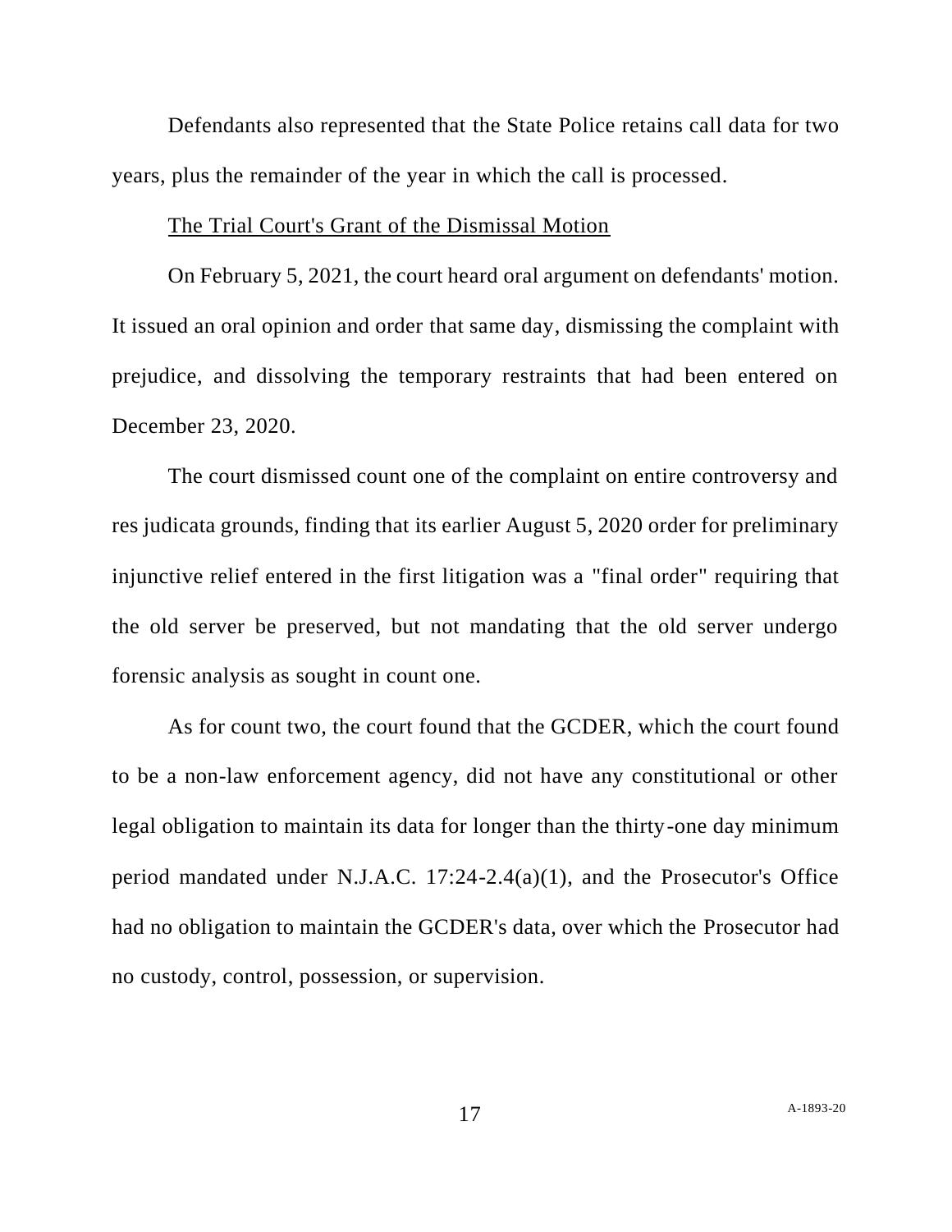Defendants also represented that the State Police retains call data for two years, plus the remainder of the year in which the call is processed.

<u>The Trial Court's Grant of the Dismissal Motion</u>

On February 5, 2021, the court heard oral argument on defendants' motion. It issued an oral opinion and order that same day, dismissing the complaint with prejudice, and dissolving the temporary restraints that had been entered on December 23, 2020.

The court dismissed count one of the complaint on entire controversy and res judicata grounds, finding that its earlier August 5, 2020 order for preliminary injunctive relief entered in the first litigation was a "final order" requiring that the old server be preserved, but not mandating that the old server undergo forensic analysis as sought in count one.

As for count two, the court found that the GCDER, which the court found to be a non-law enforcement agency, did not have any constitutional or other legal obligation to maintain its data for longer than the thirty-one day minimum period mandated under N.J.A.C. 17:24-2.4(a)(1), and the Prosecutor's Office had no obligation to maintain the GCDER's data, over which the Prosecutor had no custody, control, possession, or supervision.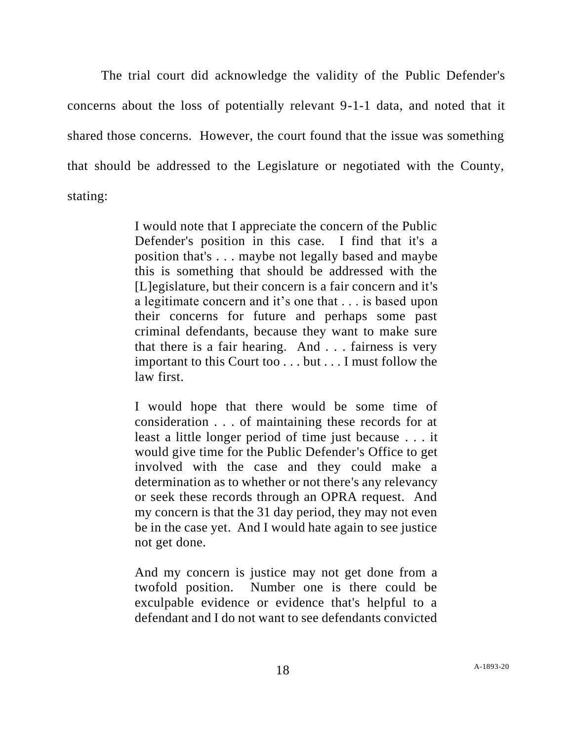The trial court did acknowledge the validity of the Public Defender's concerns about the loss of potentially relevant 9-1-1 data, and noted that it shared those concerns. However, the court found that the issue was something that should be addressed to the Legislature or negotiated with the County, stating:

> I would note that I appreciate the concern of the Public Defender's position in this case. I find that it's a position that's . . . maybe not legally based and maybe this is something that should be addressed with the [L]egislature, but their concern is a fair concern and it's a legitimate concern and it's one that . . . is based upon their concerns for future and perhaps some past criminal defendants, because they want to make sure that there is a fair hearing. And . . . fairness is very important to this Court too . . . but . . . I must follow the law first.
>
> I would hope that there would be some time of consideration . . . of maintaining these records for at least a little longer period of time just because . . . it would give time for the Public Defender's Office to get involved with the case and they could make a determination as to whether or not there's any relevancy or seek these records through an OPRA request. And my concern is that the 31 day period, they may not even be in the case yet. And I would hate again to see justice not get done.
>
> And my concern is justice may not get done from a twofold position. Number one is there could be exculpable evidence or evidence that's helpful to a defendant and I do not want to see defendants convicted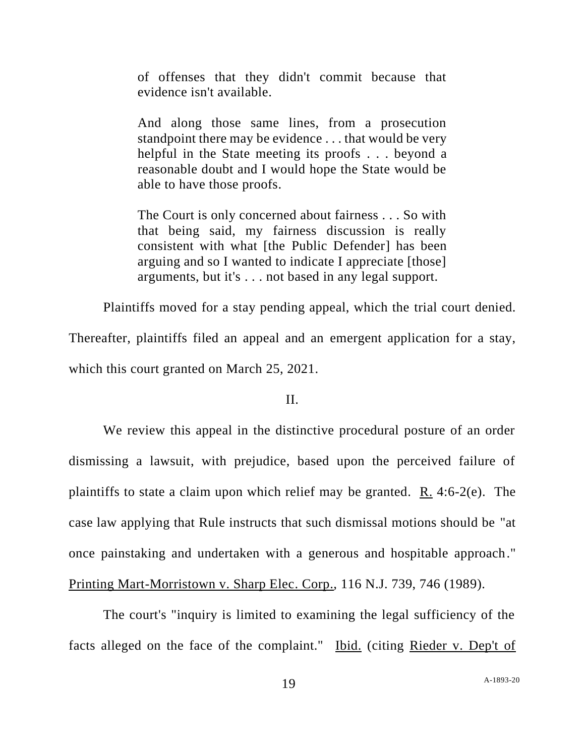> of offenses that they didn't commit because that evidence isn't available.
>
> And along those same lines, from a prosecution standpoint there may be evidence . . . that would be very helpful in the State meeting its proofs . . . beyond a reasonable doubt and I would hope the State would be able to have those proofs.
>
> The Court is only concerned about fairness . . . So with that being said, my fairness discussion is really consistent with what [the Public Defender] has been arguing and so I wanted to indicate I appreciate [those] arguments, but it's . . . not based in any legal support.

Plaintiffs moved for a stay pending appeal, which the trial court denied. Thereafter, plaintiffs filed an appeal and an emergent application for a stay, which this court granted on March 25, 2021.

## II.

We review this appeal in the distinctive procedural posture of an order dismissing a lawsuit, with prejudice, based upon the perceived failure of plaintiffs to state a claim upon which relief may be granted. R. 4:6-2(e). The case law applying that Rule instructs that such dismissal motions should be "at once painstaking and undertaken with a generous and hospitable approach." Printing Mart-Morristown v. Sharp Elec. Corp., 116 N.J. 739, 746 (1989).

The court's "inquiry is limited to examining the legal sufficiency of the facts alleged on the face of the complaint." Ibid. (citing Rieder v. Dep't of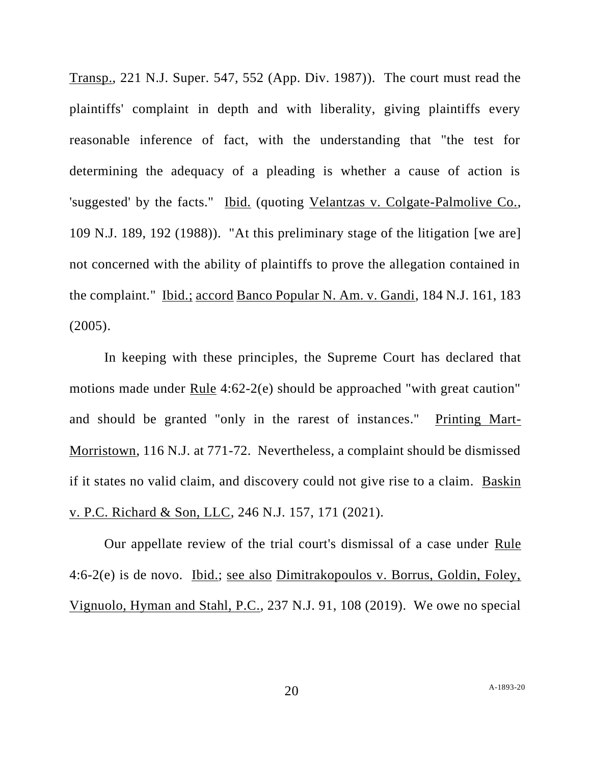Transp., 221 N.J. Super. 547, 552 (App. Div. 1987)). The court must read the plaintiffs' complaint in depth and with liberality, giving plaintiffs every reasonable inference of fact, with the understanding that "the test for determining the adequacy of a pleading is whether a cause of action is 'suggested' by the facts." Ibid. (quoting Velantzas v. Colgate-Palmolive Co., 109 N.J. 189, 192 (1988)). "At this preliminary stage of the litigation [we are] not concerned with the ability of plaintiffs to prove the allegation contained in the complaint." Ibid.; accord Banco Popular N. Am. v. Gandi, 184 N.J. 161, 183 (2005).

In keeping with these principles, the Supreme Court has declared that motions made under Rule 4:62-2(e) should be approached "with great caution" and should be granted "only in the rarest of instances." Printing Mart-Morristown, 116 N.J. at 771-72. Nevertheless, a complaint should be dismissed if it states no valid claim, and discovery could not give rise to a claim. Baskin v. P.C. Richard & Son, LLC, 246 N.J. 157, 171 (2021).

Our appellate review of the trial court's dismissal of a case under Rule 4:6-2(e) is de novo. Ibid.; see also Dimitrakopoulos v. Borrus, Goldin, Foley, Vignuolo, Hyman and Stahl, P.C., 237 N.J. 91, 108 (2019). We owe no special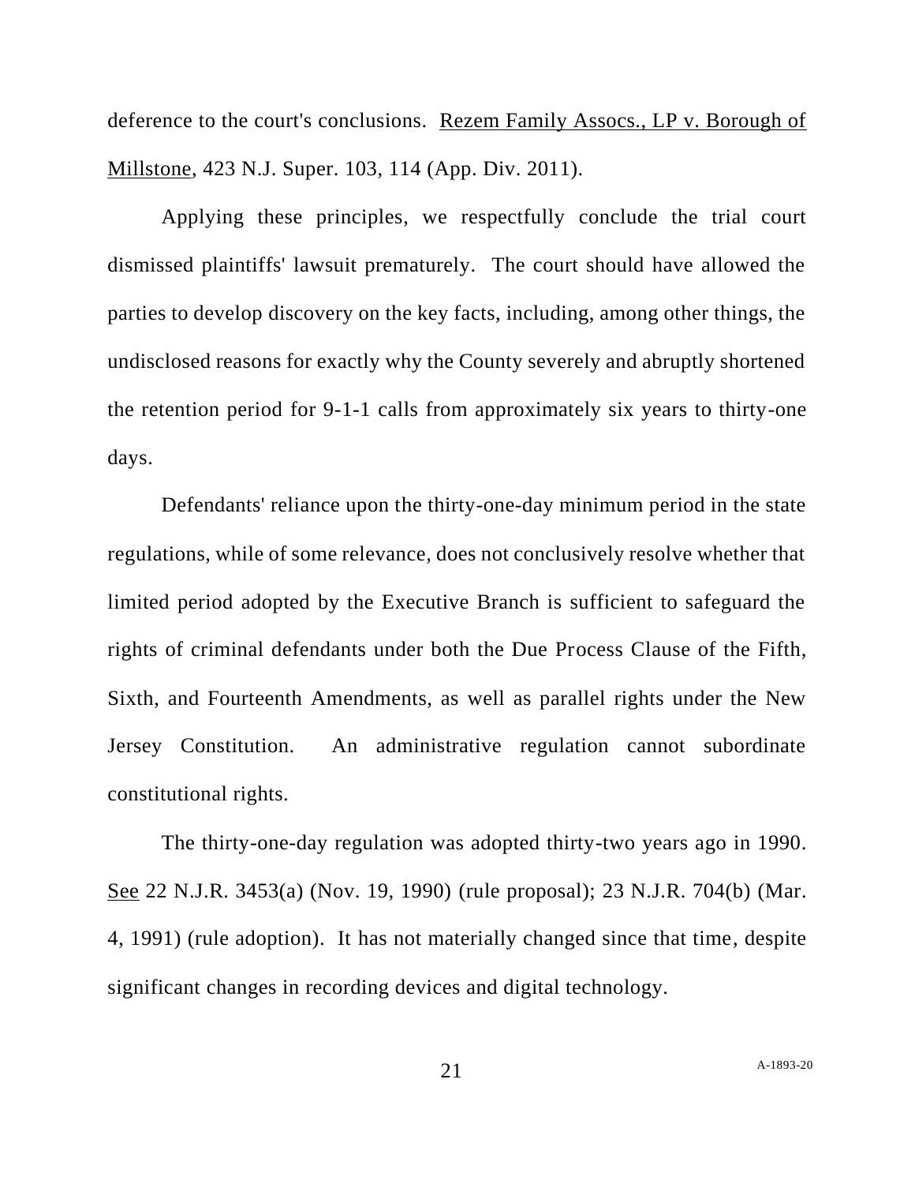deference to the court's conclusions. Rezem Family Assocs., LP v. Borough of Millstone, 423 N.J. Super. 103, 114 (App. Div. 2011).

Applying these principles, we respectfully conclude the trial court dismissed plaintiffs' lawsuit prematurely. The court should have allowed the parties to develop discovery on the key facts, including, among other things, the undisclosed reasons for exactly why the County severely and abruptly shortened the retention period for 9-1-1 calls from approximately six years to thirty-one days.

Defendants' reliance upon the thirty-one-day minimum period in the state regulations, while of some relevance, does not conclusively resolve whether that limited period adopted by the Executive Branch is sufficient to safeguard the rights of criminal defendants under both the Due Process Clause of the Fifth, Sixth, and Fourteenth Amendments, as well as parallel rights under the New Jersey Constitution. An administrative regulation cannot subordinate constitutional rights.

The thirty-one-day regulation was adopted thirty-two years ago in 1990. See 22 N.J.R. 3453(a) (Nov. 19, 1990) (rule proposal); 23 N.J.R. 704(b) (Mar. 4, 1991) (rule adoption). It has not materially changed since that time, despite significant changes in recording devices and digital technology.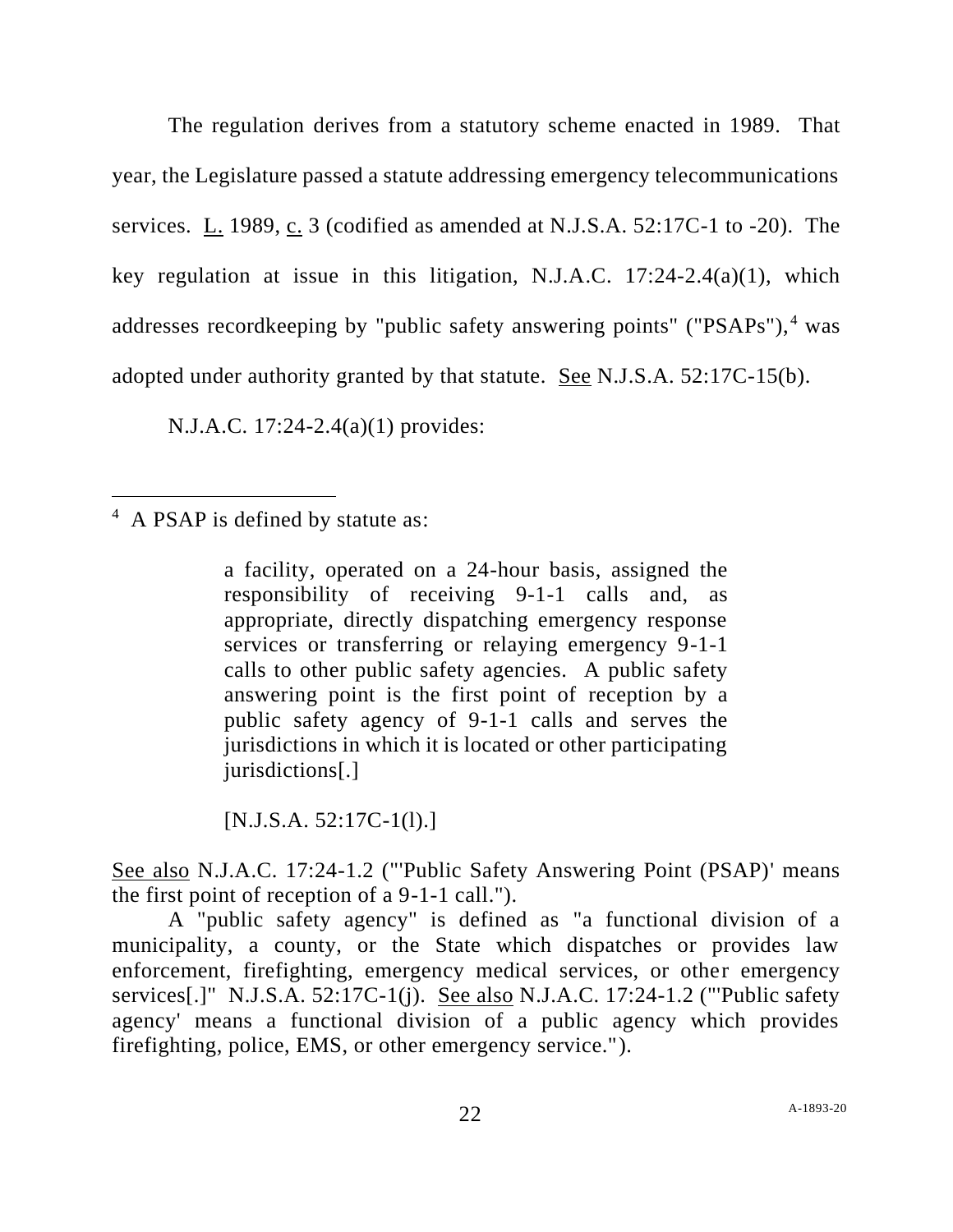The regulation derives from a statutory scheme enacted in 1989. That year, the Legislature passed a statute addressing emergency telecommunications services. L. 1989, c. 3 (codified as amended at N.J.S.A. 52:17C-1 to -20). The key regulation at issue in this litigation, N.J.A.C. 17:24-2.4(a)(1), which addresses recordkeeping by "public safety answering points" ("PSAPs"),[4] was adopted under authority granted by that statute. See N.J.S.A. 52:17C-15(b).

N.J.A.C. 17:24-2.4(a)(1) provides:

---

[4] A PSAP is defined by statute as:

> a facility, operated on a 24-hour basis, assigned the responsibility of receiving 9-1-1 calls and, as appropriate, directly dispatching emergency response services or transferring or relaying emergency 9-1-1 calls to other public safety agencies. A public safety answering point is the first point of reception by a public safety agency of 9-1-1 calls and serves the jurisdictions in which it is located or other participating jurisdictions[.]
>
> [N.J.S.A. 52:17C-1(l).]

See also N.J.A.C. 17:24-1.2 ("'Public Safety Answering Point (PSAP)' means the first point of reception of a 9-1-1 call.").

A "public safety agency" is defined as "a functional division of a municipality, a county, or the State which dispatches or provides law enforcement, firefighting, emergency medical services, or other emergency services[.]" N.J.S.A. 52:17C-1(j). See also N.J.A.C. 17:24-1.2 ("'Public safety agency' means a functional division of a public agency which provides firefighting, police, EMS, or other emergency service.").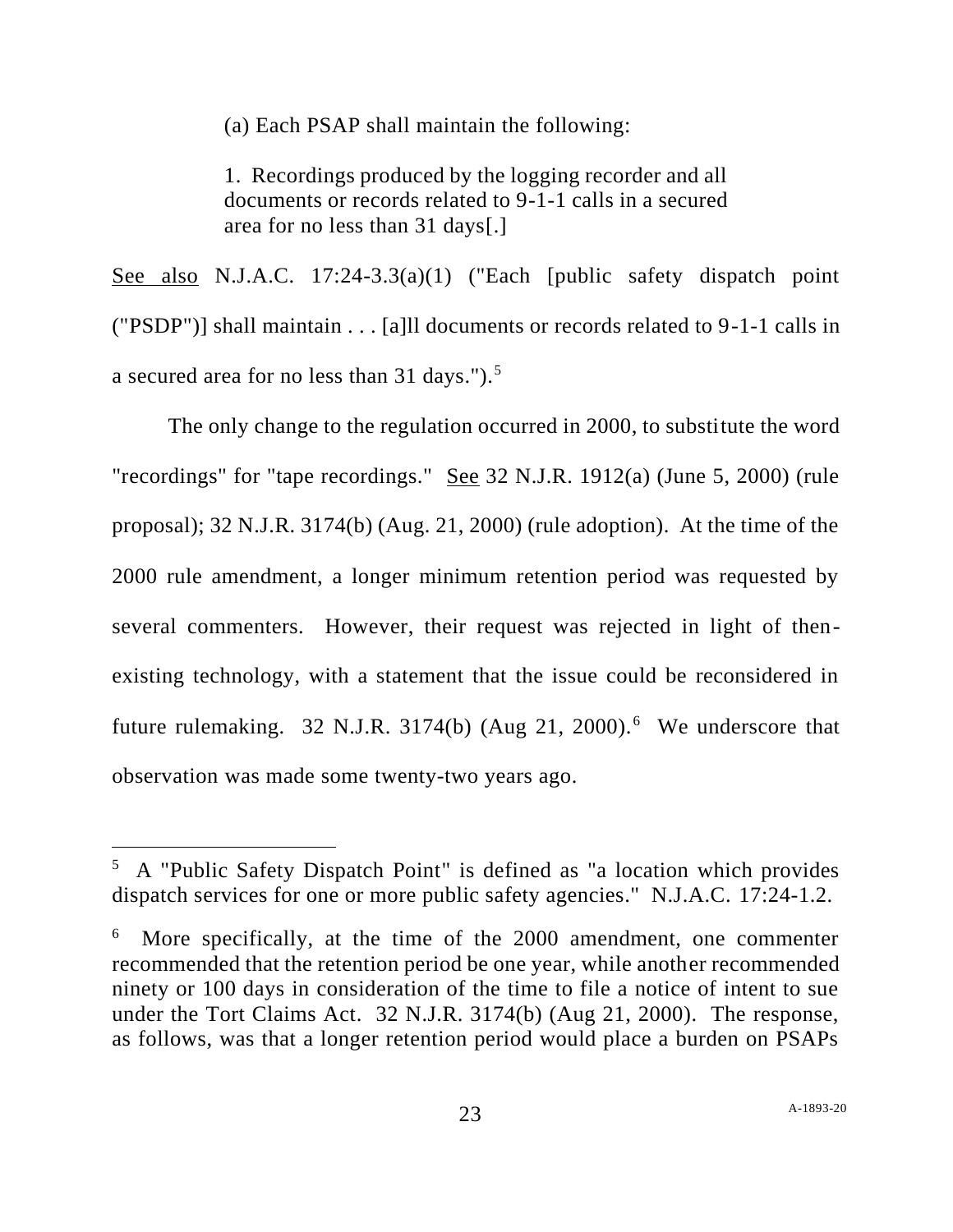(a) Each PSAP shall maintain the following:

1. Recordings produced by the logging recorder and all documents or records related to 9-1-1 calls in a secured area for no less than 31 days[.]

See also N.J.A.C. 17:24-3.3(a)(1) ("Each [public safety dispatch point ("PSDP")] shall maintain . . . [a]ll documents or records related to 9-1-1 calls in a secured area for no less than 31 days.").[5]

The only change to the regulation occurred in 2000, to substitute the word "recordings" for "tape recordings." See 32 N.J.R. 1912(a) (June 5, 2000) (rule proposal); 32 N.J.R. 3174(b) (Aug. 21, 2000) (rule adoption). At the time of the 2000 rule amendment, a longer minimum retention period was requested by several commenters. However, their request was rejected in light of then-existing technology, with a statement that the issue could be reconsidered in future rulemaking. 32 N.J.R. 3174(b) (Aug 21, 2000).[6] We underscore that observation was made some twenty-two years ago.

---

[5] A "Public Safety Dispatch Point" is defined as "a location which provides dispatch services for one or more public safety agencies." N.J.A.C. 17:24-1.2.

[6] More specifically, at the time of the 2000 amendment, one commenter recommended that the retention period be one year, while another recommended ninety or 100 days in consideration of the time to file a notice of intent to sue under the Tort Claims Act. 32 N.J.R. 3174(b) (Aug 21, 2000). The response, as follows, was that a longer retention period would place a burden on PSAPs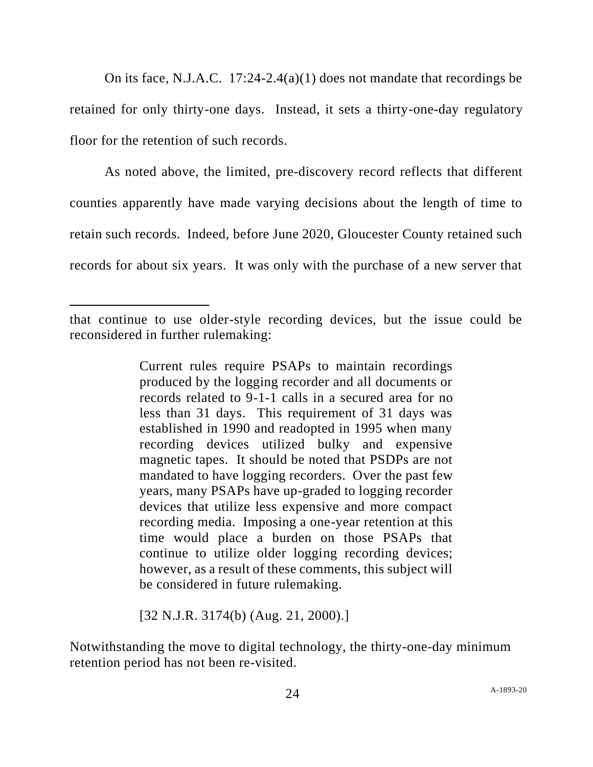On its face, N.J.A.C. 17:24-2.4(a)(1) does not mandate that recordings be retained for only thirty-one days. Instead, it sets a thirty-one-day regulatory floor for the retention of such records.

As noted above, the limited, pre-discovery record reflects that different counties apparently have made varying decisions about the length of time to retain such records. Indeed, before June 2020, Gloucester County retained such records for about six years. It was only with the purchase of a new server that

---

that continue to use older-style recording devices, but the issue could be reconsidered in further rulemaking:

> Current rules require PSAPs to maintain recordings produced by the logging recorder and all documents or records related to 9-1-1 calls in a secured area for no less than 31 days. This requirement of 31 days was established in 1990 and readopted in 1995 when many recording devices utilized bulky and expensive magnetic tapes. It should be noted that PSDPs are not mandated to have logging recorders. Over the past few years, many PSAPs have up-graded to logging recorder devices that utilize less expensive and more compact recording media. Imposing a one-year retention at this time would place a burden on those PSAPs that continue to utilize older logging recording devices; however, as a result of these comments, this subject will be considered in future rulemaking.
>
> [32 N.J.R. 3174(b) (Aug. 21, 2000).]

Notwithstanding the move to digital technology, the thirty-one-day minimum retention period has not been re-visited.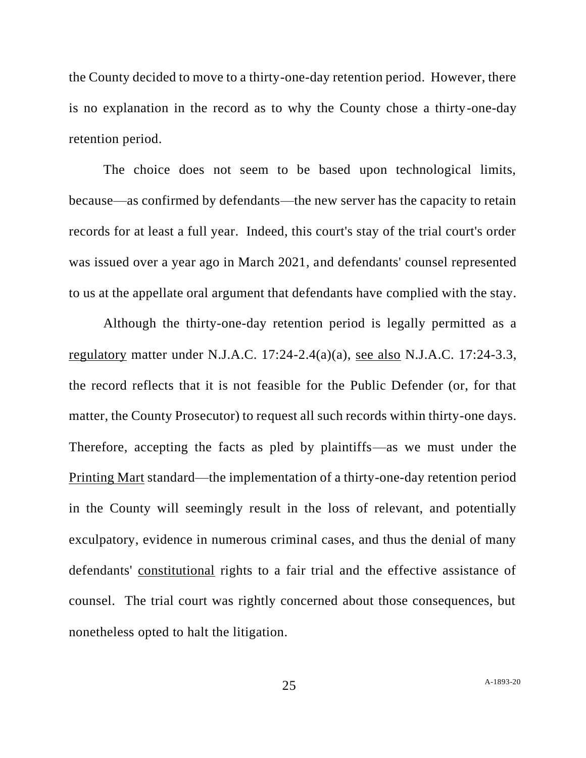the County decided to move to a thirty-one-day retention period. However, there is no explanation in the record as to why the County chose a thirty-one-day retention period.

The choice does not seem to be based upon technological limits, because—as confirmed by defendants—the new server has the capacity to retain records for at least a full year. Indeed, this court's stay of the trial court's order was issued over a year ago in March 2021, and defendants' counsel represented to us at the appellate oral argument that defendants have complied with the stay.

Although the thirty-one-day retention period is legally permitted as a <u>regulatory</u> matter under N.J.A.C. 17:24-2.4(a)(a), <u>see also</u> N.J.A.C. 17:24-3.3, the record reflects that it is not feasible for the Public Defender (or, for that matter, the County Prosecutor) to request all such records within thirty-one days. Therefore, accepting the facts as pled by plaintiffs—as we must under the <u>Printing Mart</u> standard—the implementation of a thirty-one-day retention period in the County will seemingly result in the loss of relevant, and potentially exculpatory, evidence in numerous criminal cases, and thus the denial of many defendants' <u>constitutional</u> rights to a fair trial and the effective assistance of counsel. The trial court was rightly concerned about those consequences, but nonetheless opted to halt the litigation.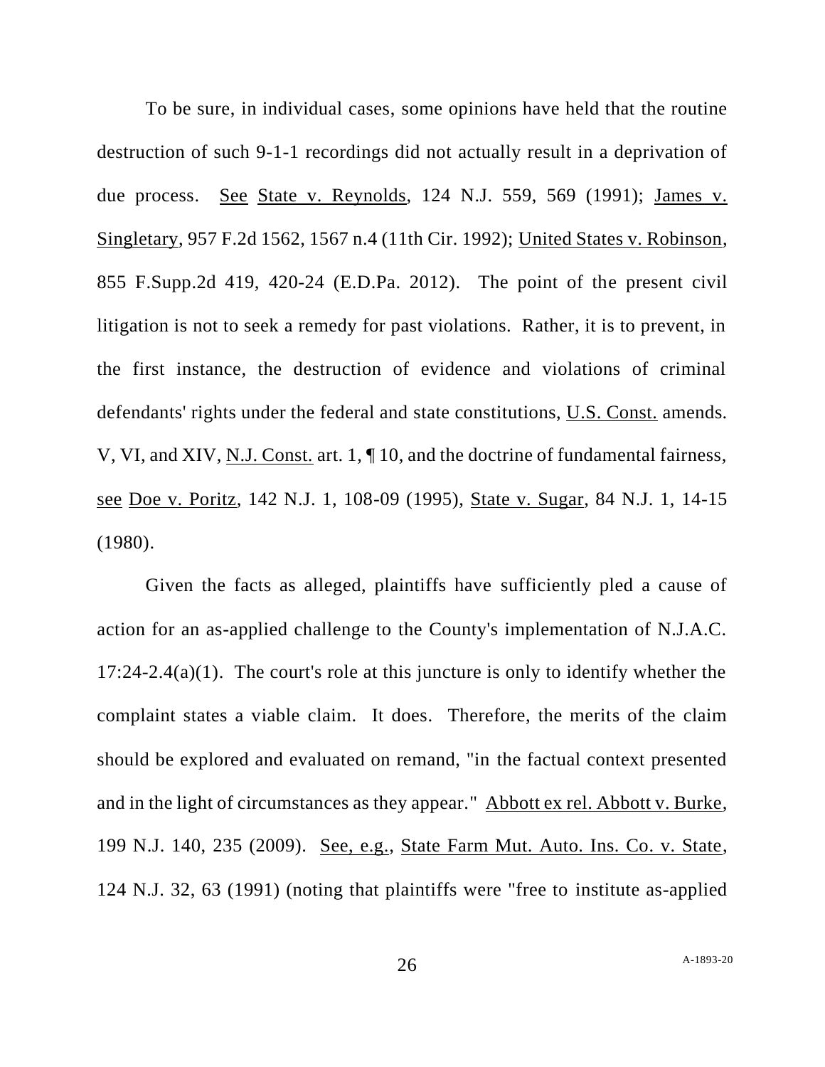To be sure, in individual cases, some opinions have held that the routine destruction of such 9-1-1 recordings did not actually result in a deprivation of due process. See State v. Reynolds, 124 N.J. 559, 569 (1991); James v. Singletary, 957 F.2d 1562, 1567 n.4 (11th Cir. 1992); United States v. Robinson, 855 F.Supp.2d 419, 420-24 (E.D.Pa. 2012). The point of the present civil litigation is not to seek a remedy for past violations. Rather, it is to prevent, in the first instance, the destruction of evidence and violations of criminal defendants' rights under the federal and state constitutions, U.S. Const. amends. V, VI, and XIV, N.J. Const. art. 1, ¶ 10, and the doctrine of fundamental fairness, see Doe v. Poritz, 142 N.J. 1, 108-09 (1995), State v. Sugar, 84 N.J. 1, 14-15 (1980).

Given the facts as alleged, plaintiffs have sufficiently pled a cause of action for an as-applied challenge to the County's implementation of N.J.A.C. 17:24-2.4(a)(1). The court's role at this juncture is only to identify whether the complaint states a viable claim. It does. Therefore, the merits of the claim should be explored and evaluated on remand, "in the factual context presented and in the light of circumstances as they appear." Abbott ex rel. Abbott v. Burke, 199 N.J. 140, 235 (2009). See, e.g., State Farm Mut. Auto. Ins. Co. v. State, 124 N.J. 32, 63 (1991) (noting that plaintiffs were "free to institute as-applied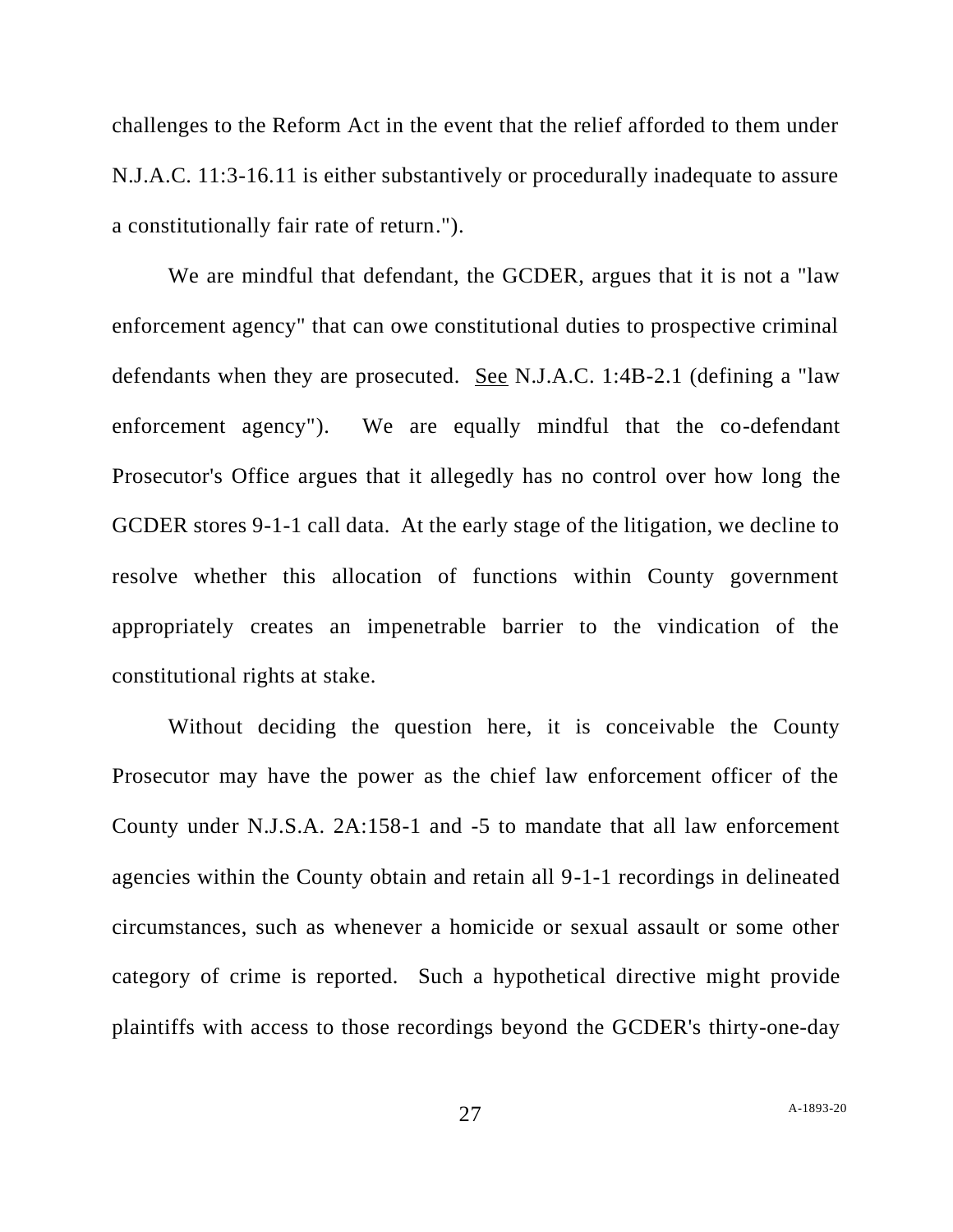challenges to the Reform Act in the event that the relief afforded to them under N.J.A.C. 11:3-16.11 is either substantively or procedurally inadequate to assure a constitutionally fair rate of return.").

We are mindful that defendant, the GCDER, argues that it is not a "law enforcement agency" that can owe constitutional duties to prospective criminal defendants when they are prosecuted. See N.J.A.C. 1:4B-2.1 (defining a "law enforcement agency"). We are equally mindful that the co-defendant Prosecutor's Office argues that it allegedly has no control over how long the GCDER stores 9-1-1 call data. At the early stage of the litigation, we decline to resolve whether this allocation of functions within County government appropriately creates an impenetrable barrier to the vindication of the constitutional rights at stake.

Without deciding the question here, it is conceivable the County Prosecutor may have the power as the chief law enforcement officer of the County under N.J.S.A. 2A:158-1 and -5 to mandate that all law enforcement agencies within the County obtain and retain all 9-1-1 recordings in delineated circumstances, such as whenever a homicide or sexual assault or some other category of crime is reported. Such a hypothetical directive might provide plaintiffs with access to those recordings beyond the GCDER's thirty-one-day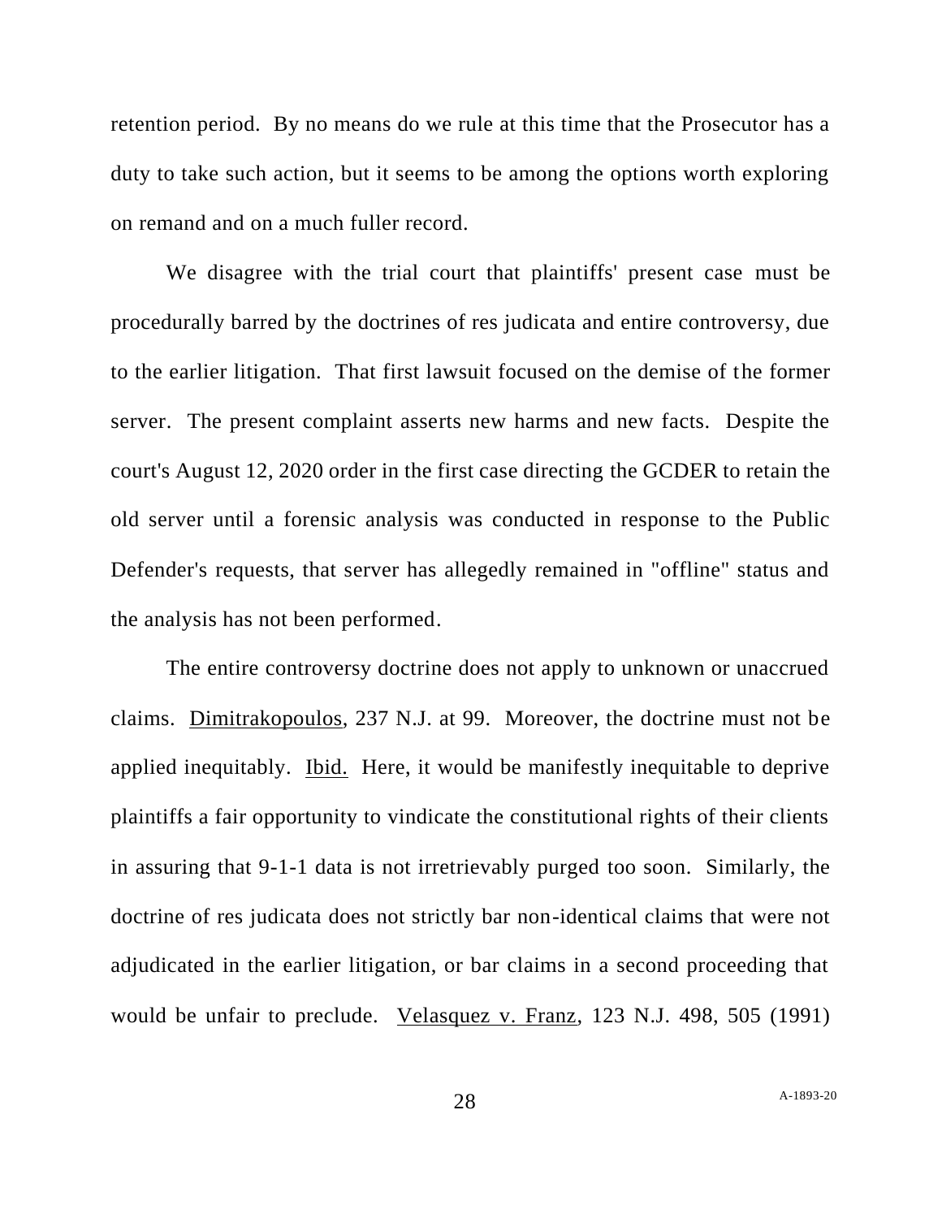retention period. By no means do we rule at this time that the Prosecutor has a duty to take such action, but it seems to be among the options worth exploring on remand and on a much fuller record.

We disagree with the trial court that plaintiffs' present case must be procedurally barred by the doctrines of res judicata and entire controversy, due to the earlier litigation. That first lawsuit focused on the demise of the former server. The present complaint asserts new harms and new facts. Despite the court's August 12, 2020 order in the first case directing the GCDER to retain the old server until a forensic analysis was conducted in response to the Public Defender's requests, that server has allegedly remained in "offline" status and the analysis has not been performed.

The entire controversy doctrine does not apply to unknown or unaccrued claims. Dimitrakopoulos, 237 N.J. at 99. Moreover, the doctrine must not be applied inequitably. Ibid. Here, it would be manifestly inequitable to deprive plaintiffs a fair opportunity to vindicate the constitutional rights of their clients in assuring that 9-1-1 data is not irretrievably purged too soon. Similarly, the doctrine of res judicata does not strictly bar non-identical claims that were not adjudicated in the earlier litigation, or bar claims in a second proceeding that would be unfair to preclude. Velasquez v. Franz, 123 N.J. 498, 505 (1991)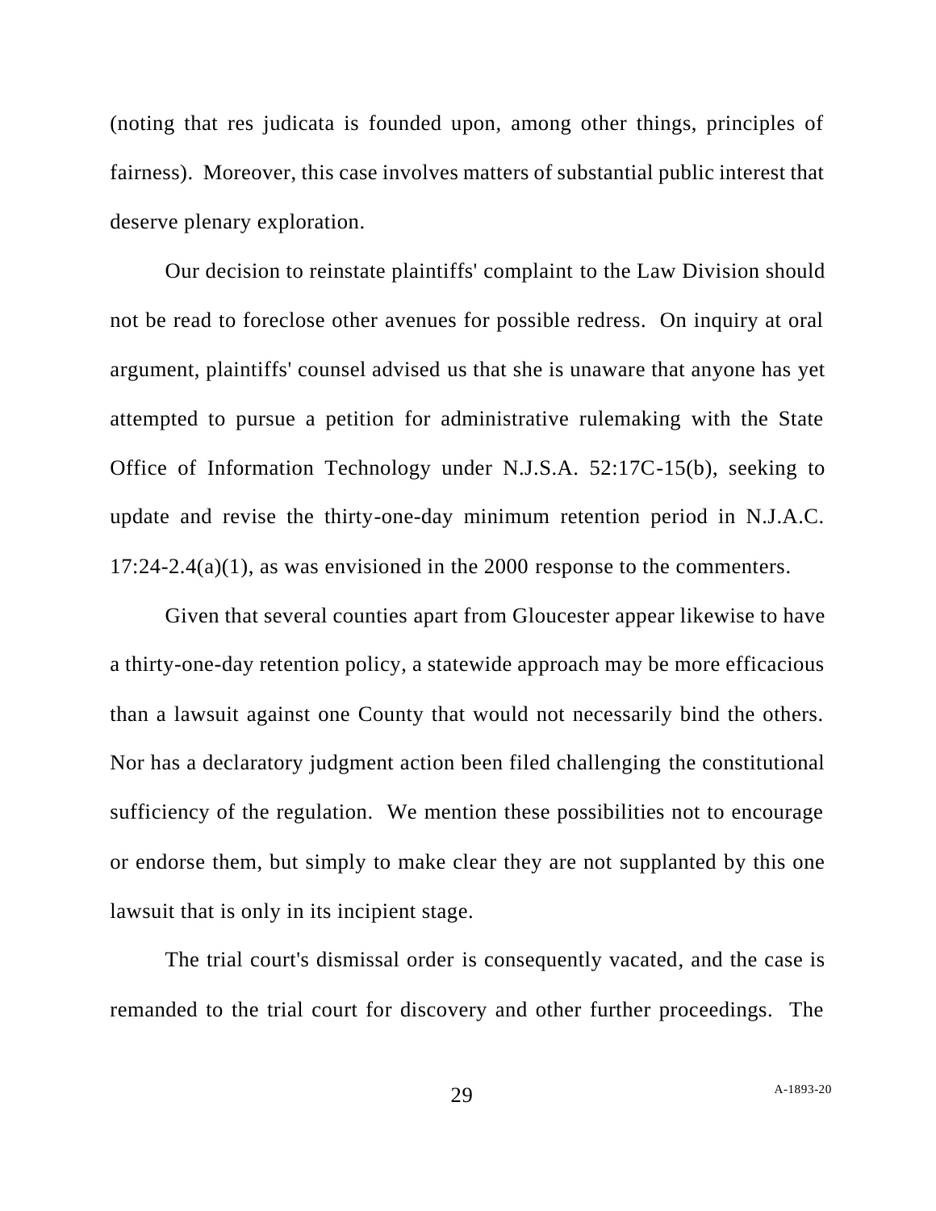(noting that res judicata is founded upon, among other things, principles of fairness). Moreover, this case involves matters of substantial public interest that deserve plenary exploration.

Our decision to reinstate plaintiffs' complaint to the Law Division should not be read to foreclose other avenues for possible redress. On inquiry at oral argument, plaintiffs' counsel advised us that she is unaware that anyone has yet attempted to pursue a petition for administrative rulemaking with the State Office of Information Technology under N.J.S.A. 52:17C-15(b), seeking to update and revise the thirty-one-day minimum retention period in N.J.A.C. 17:24-2.4(a)(1), as was envisioned in the 2000 response to the commenters.

Given that several counties apart from Gloucester appear likewise to have a thirty-one-day retention policy, a statewide approach may be more efficacious than a lawsuit against one County that would not necessarily bind the others. Nor has a declaratory judgment action been filed challenging the constitutional sufficiency of the regulation. We mention these possibilities not to encourage or endorse them, but simply to make clear they are not supplanted by this one lawsuit that is only in its incipient stage.

The trial court's dismissal order is consequently vacated, and the case is remanded to the trial court for discovery and other further proceedings. The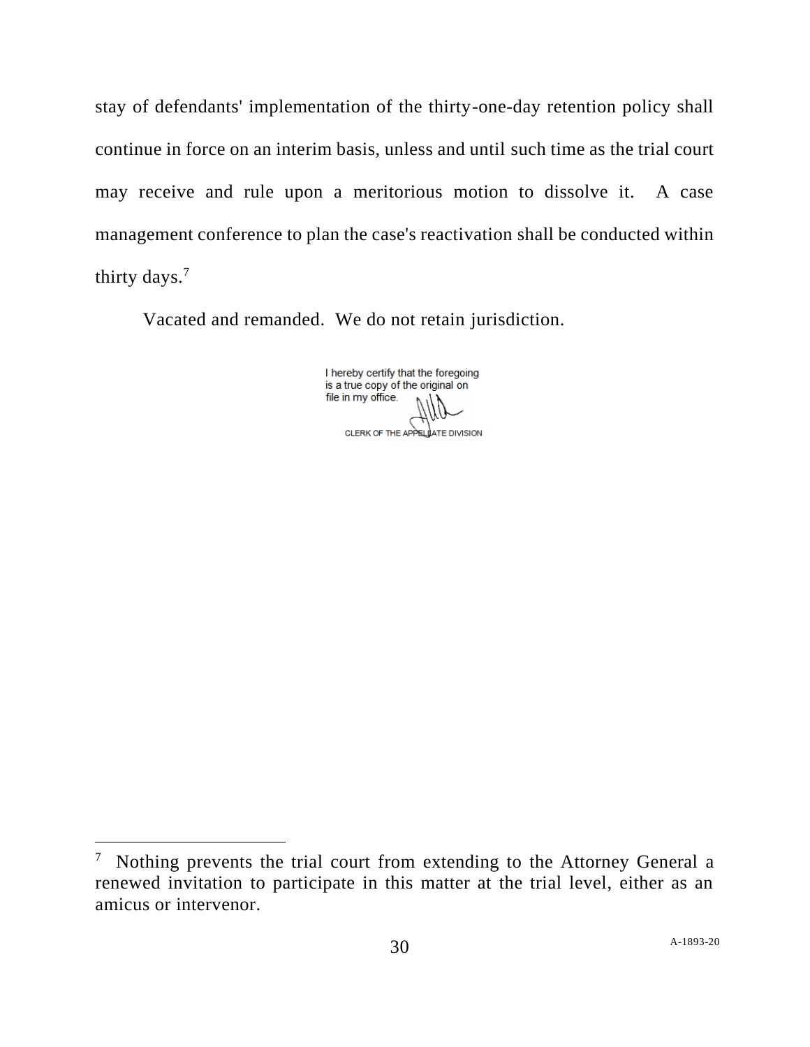stay of defendants' implementation of the thirty-one-day retention policy shall continue in force on an interim basis, unless and until such time as the trial court may receive and rule upon a meritorious motion to dissolve it. A case management conference to plan the case's reactivation shall be conducted within thirty days.[7]

Vacated and remanded. We do not retain jurisdiction.

I hereby certify that the foregoing is a true copy of the original on file in my office.

CLERK OF THE APPELLATE DIVISION

---

[7] Nothing prevents the trial court from extending to the Attorney General a renewed invitation to participate in this matter at the trial level, either as an amicus or intervenor.